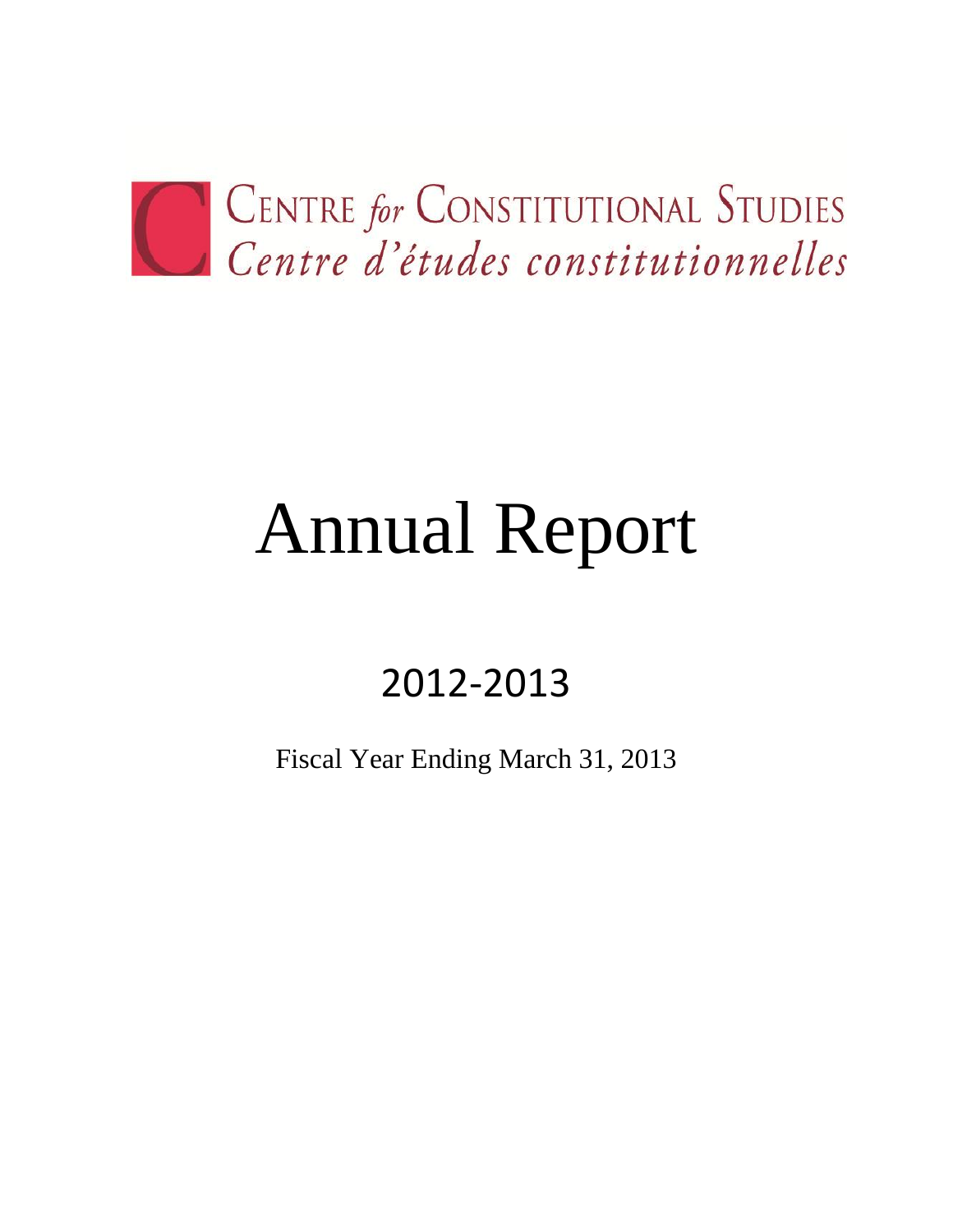CENTRE *for* CONSTITUTIONAL STUDIES
*Centre d'études constitutionnelles*

# Annual Report

## 2012-2013

Fiscal Year Ending March 31, 2013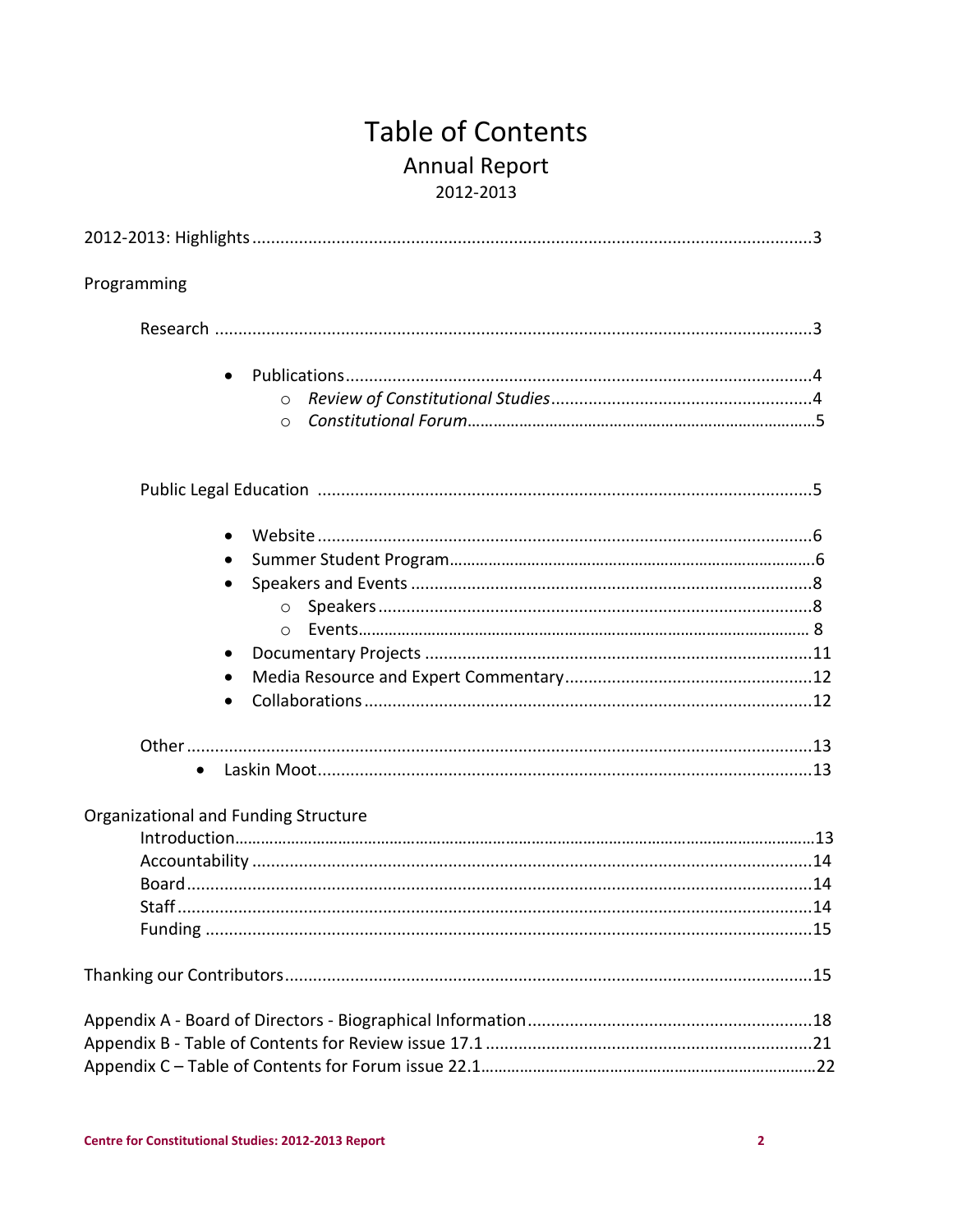# Table of Contents

## Annual Report

2012-2013

2012-2013: Highlights .......... 3

Programming

- Research .......... 3
  - Publications .......... 4
    - *Review of Constitutional Studies* .......... 4
    - *Constitutional Forum* .......... 5
- Public Legal Education .......... 5
  - Website .......... 6
  - Summer Student Program .......... 6
  - Speakers and Events .......... 8
    - Speakers .......... 8
    - Events .......... 8
  - Documentary Projects .......... 11
  - Media Resource and Expert Commentary .......... 12
  - Collaborations .......... 12
- Other .......... 13
  - Laskin Moot .......... 13

Organizational and Funding Structure

- Introduction .......... 13
- Accountability .......... 14
- Board .......... 14
- Staff .......... 14
- Funding .......... 15

Thanking our Contributors .......... 15

Appendix A - Board of Directors - Biographical Information .......... 18

Appendix B - Table of Contents for Review issue 17.1 .......... 21

Appendix C – Table of Contents for Forum issue 22.1 .......... 22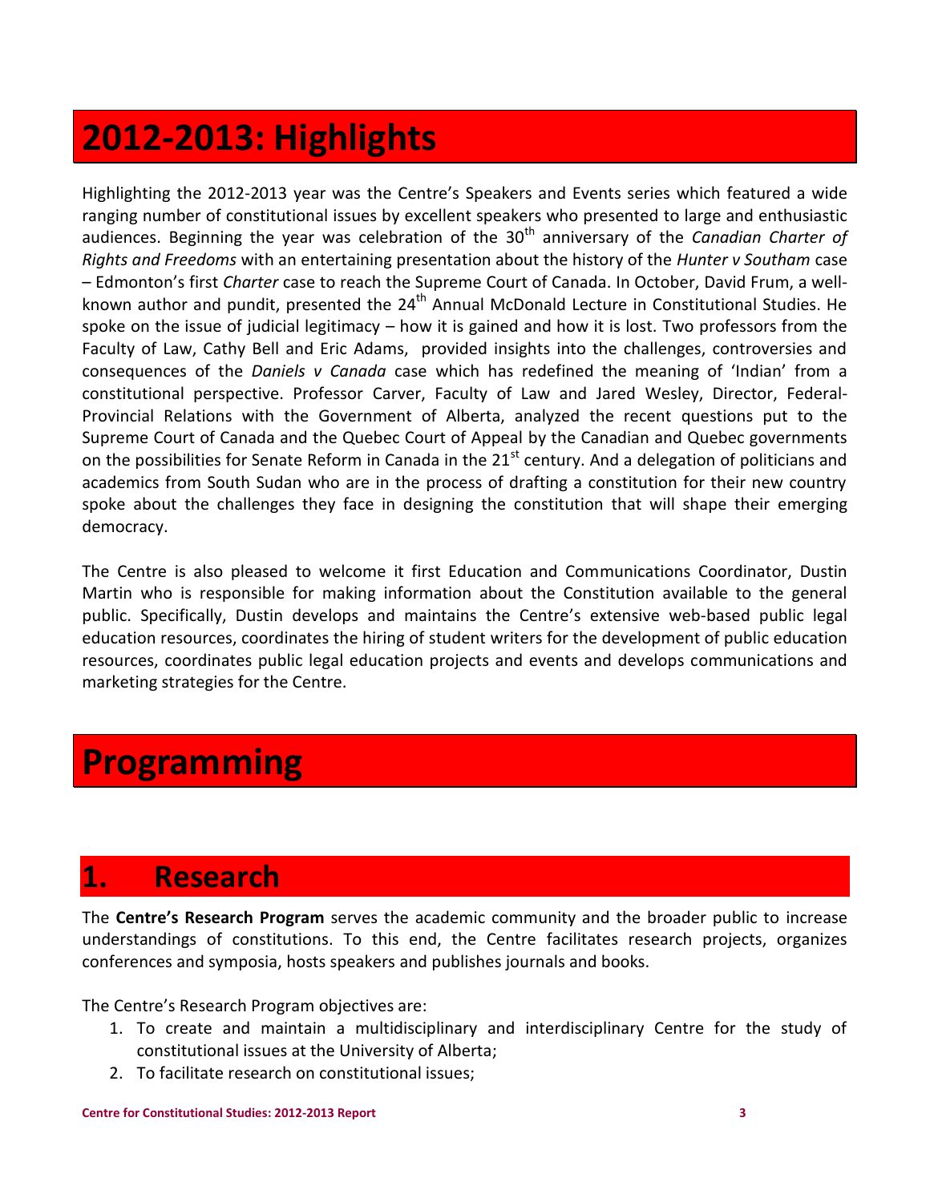# 2012-2013: Highlights

Highlighting the 2012-2013 year was the Centre's Speakers and Events series which featured a wide ranging number of constitutional issues by excellent speakers who presented to large and enthusiastic audiences. Beginning the year was celebration of the 30th anniversary of the *Canadian Charter of Rights and Freedoms* with an entertaining presentation about the history of the *Hunter v Southam* case – Edmonton's first *Charter* case to reach the Supreme Court of Canada. In October, David Frum, a well-known author and pundit, presented the 24th Annual McDonald Lecture in Constitutional Studies. He spoke on the issue of judicial legitimacy – how it is gained and how it is lost. Two professors from the Faculty of Law, Cathy Bell and Eric Adams, provided insights into the challenges, controversies and consequences of the *Daniels v Canada* case which has redefined the meaning of 'Indian' from a constitutional perspective. Professor Carver, Faculty of Law and Jared Wesley, Director, Federal-Provincial Relations with the Government of Alberta, analyzed the recent questions put to the Supreme Court of Canada and the Quebec Court of Appeal by the Canadian and Quebec governments on the possibilities for Senate Reform in Canada in the 21st century. And a delegation of politicians and academics from South Sudan who are in the process of drafting a constitution for their new country spoke about the challenges they face in designing the constitution that will shape their emerging democracy.

The Centre is also pleased to welcome it first Education and Communications Coordinator, Dustin Martin who is responsible for making information about the Constitution available to the general public. Specifically, Dustin develops and maintains the Centre's extensive web-based public legal education resources, coordinates the hiring of student writers for the development of public education resources, coordinates public legal education projects and events and develops communications and marketing strategies for the Centre.

# Programming

## 1. Research

The **Centre's Research Program** serves the academic community and the broader public to increase understandings of constitutions. To this end, the Centre facilitates research projects, organizes conferences and symposia, hosts speakers and publishes journals and books.

The Centre's Research Program objectives are:

1. To create and maintain a multidisciplinary and interdisciplinary Centre for the study of constitutional issues at the University of Alberta;
2. To facilitate research on constitutional issues;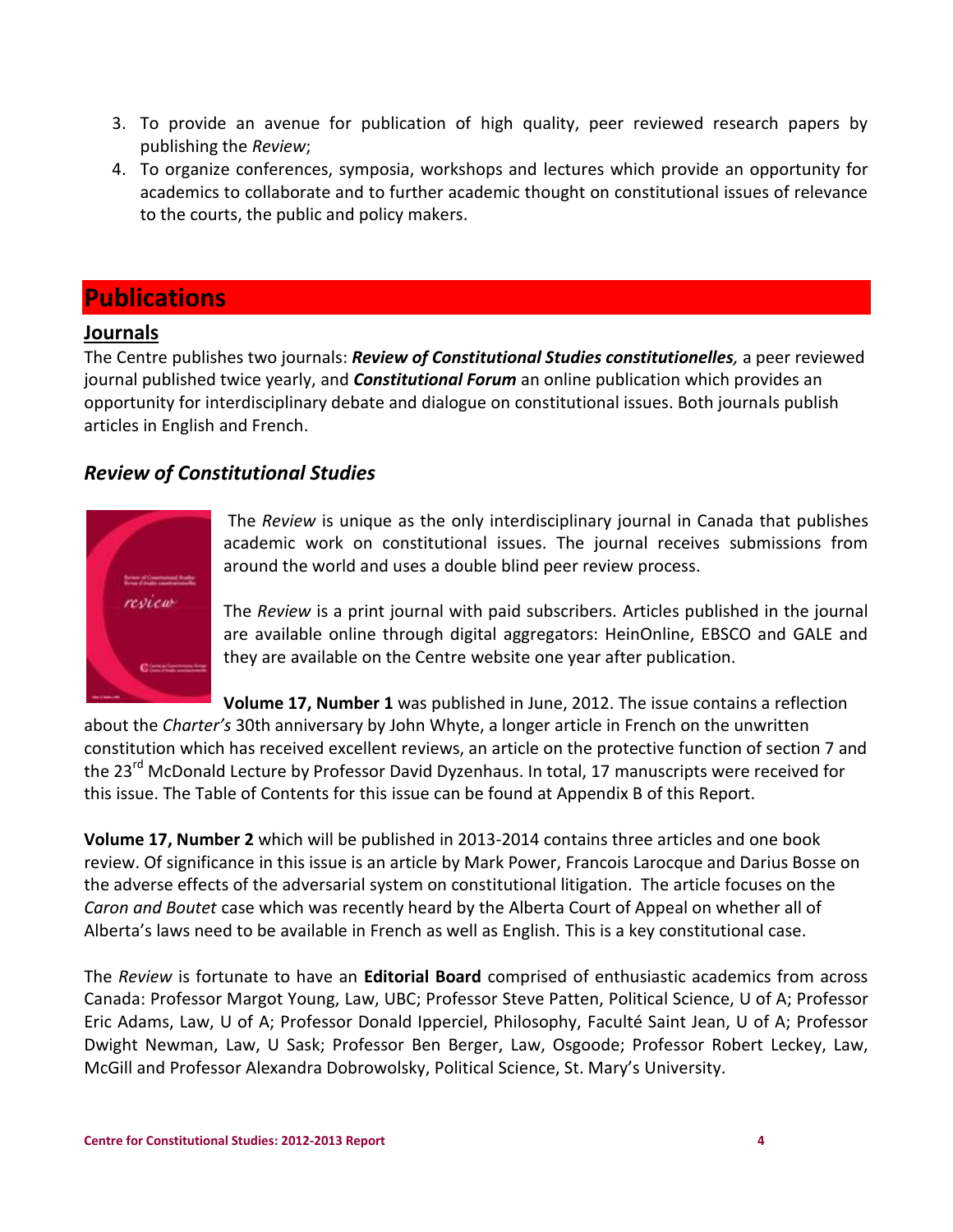3. To provide an avenue for publication of high quality, peer reviewed research papers by publishing the *Review*;
4. To organize conferences, symposia, workshops and lectures which provide an opportunity for academics to collaborate and to further academic thought on constitutional issues of relevance to the courts, the public and policy makers.

# Publications

## Journals

The Centre publishes two journals: ***Review of Constitutional Studies constitutionelles,*** a peer reviewed journal published twice yearly, and ***Constitutional Forum*** an online publication which provides an opportunity for interdisciplinary debate and dialogue on constitutional issues. Both journals publish articles in English and French.

### *Review of Constitutional Studies*

The *Review* is unique as the only interdisciplinary journal in Canada that publishes academic work on constitutional issues. The journal receives submissions from around the world and uses a double blind peer review process.

The *Review* is a print journal with paid subscribers. Articles published in the journal are available online through digital aggregators: HeinOnline, EBSCO and GALE and they are available on the Centre website one year after publication.

**Volume 17, Number 1** was published in June, 2012. The issue contains a reflection about the *Charter's* 30th anniversary by John Whyte, a longer article in French on the unwritten constitution which has received excellent reviews, an article on the protective function of section 7 and the 23rd McDonald Lecture by Professor David Dyzenhaus. In total, 17 manuscripts were received for this issue. The Table of Contents for this issue can be found at Appendix B of this Report.

**Volume 17, Number 2** which will be published in 2013-2014 contains three articles and one book review. Of significance in this issue is an article by Mark Power, Francois Larocque and Darius Bosse on the adverse effects of the adversarial system on constitutional litigation. The article focuses on the *Caron and Boutet* case which was recently heard by the Alberta Court of Appeal on whether all of Alberta's laws need to be available in French as well as English. This is a key constitutional case.

The *Review* is fortunate to have an **Editorial Board** comprised of enthusiastic academics from across Canada: Professor Margot Young, Law, UBC; Professor Steve Patten, Political Science, U of A; Professor Eric Adams, Law, U of A; Professor Donald Ipperciel, Philosophy, Faculté Saint Jean, U of A; Professor Dwight Newman, Law, U Sask; Professor Ben Berger, Law, Osgoode; Professor Robert Leckey, Law, McGill and Professor Alexandra Dobrowolsky, Political Science, St. Mary's University.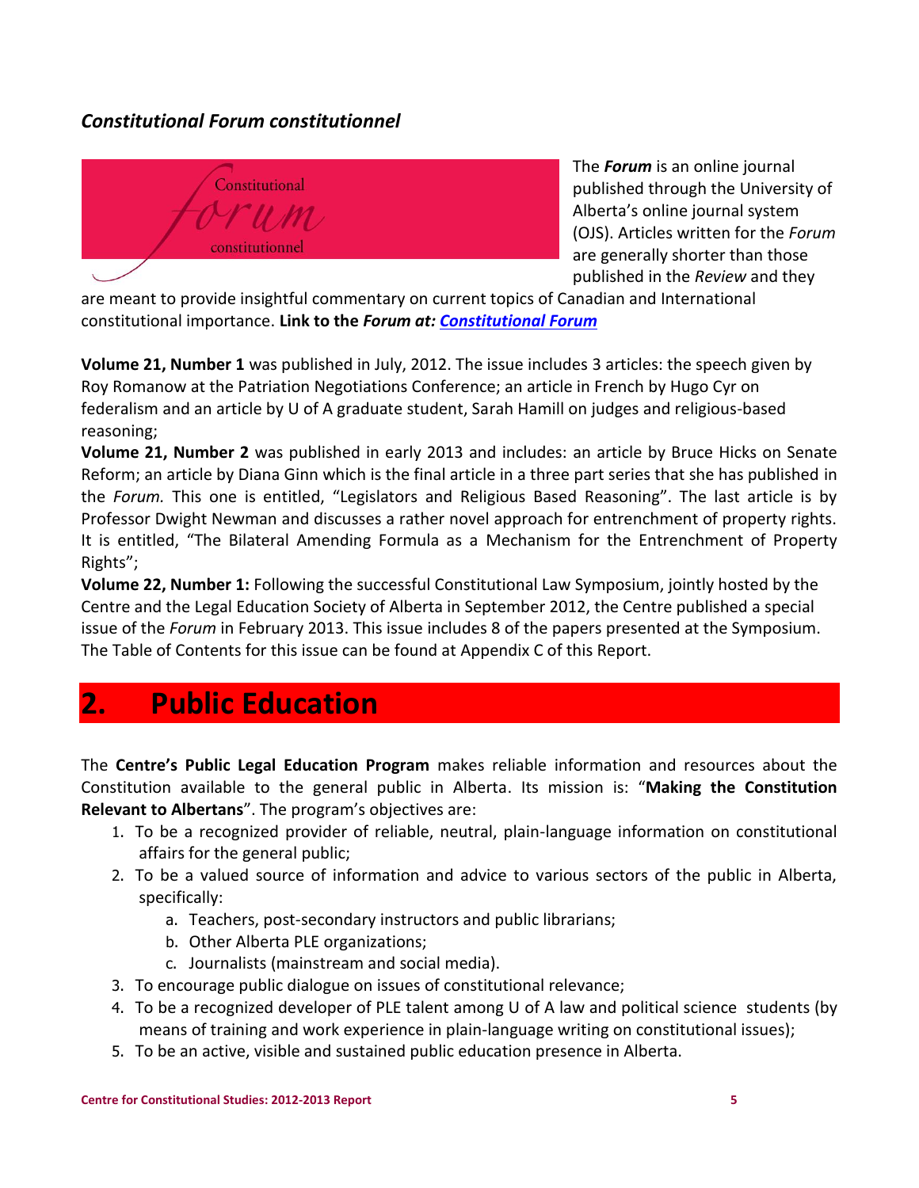### *Constitutional Forum constitutionnel*

The ***Forum*** is an online journal published through the University of Alberta's online journal system (OJS). Articles written for the *Forum* are generally shorter than those published in the *Review* and they are meant to provide insightful commentary on current topics of Canadian and International constitutional importance. **Link to the *Forum* at: *Constitutional Forum***

**Volume 21, Number 1** was published in July, 2012. The issue includes 3 articles: the speech given by Roy Romanow at the Patriation Negotiations Conference; an article in French by Hugo Cyr on federalism and an article by U of A graduate student, Sarah Hamill on judges and religious-based reasoning;

**Volume 21, Number 2** was published in early 2013 and includes: an article by Bruce Hicks on Senate Reform; an article by Diana Ginn which is the final article in a three part series that she has published in the *Forum.* This one is entitled, "Legislators and Religious Based Reasoning". The last article is by Professor Dwight Newman and discusses a rather novel approach for entrenchment of property rights. It is entitled, "The Bilateral Amending Formula as a Mechanism for the Entrenchment of Property Rights";

**Volume 22, Number 1:** Following the successful Constitutional Law Symposium, jointly hosted by the Centre and the Legal Education Society of Alberta in September 2012, the Centre published a special issue of the *Forum* in February 2013. This issue includes 8 of the papers presented at the Symposium. The Table of Contents for this issue can be found at Appendix C of this Report.

# 2. Public Education

The **Centre's Public Legal Education Program** makes reliable information and resources about the Constitution available to the general public in Alberta. Its mission is: "**Making the Constitution Relevant to Albertans**". The program's objectives are:

1. To be a recognized provider of reliable, neutral, plain-language information on constitutional affairs for the general public;
2. To be a valued source of information and advice to various sectors of the public in Alberta, specifically:
    a. Teachers, post-secondary instructors and public librarians;
    b. Other Alberta PLE organizations;
    c. Journalists (mainstream and social media).
3. To encourage public dialogue on issues of constitutional relevance;
4. To be a recognized developer of PLE talent among U of A law and political science students (by means of training and work experience in plain-language writing on constitutional issues);
5. To be an active, visible and sustained public education presence in Alberta.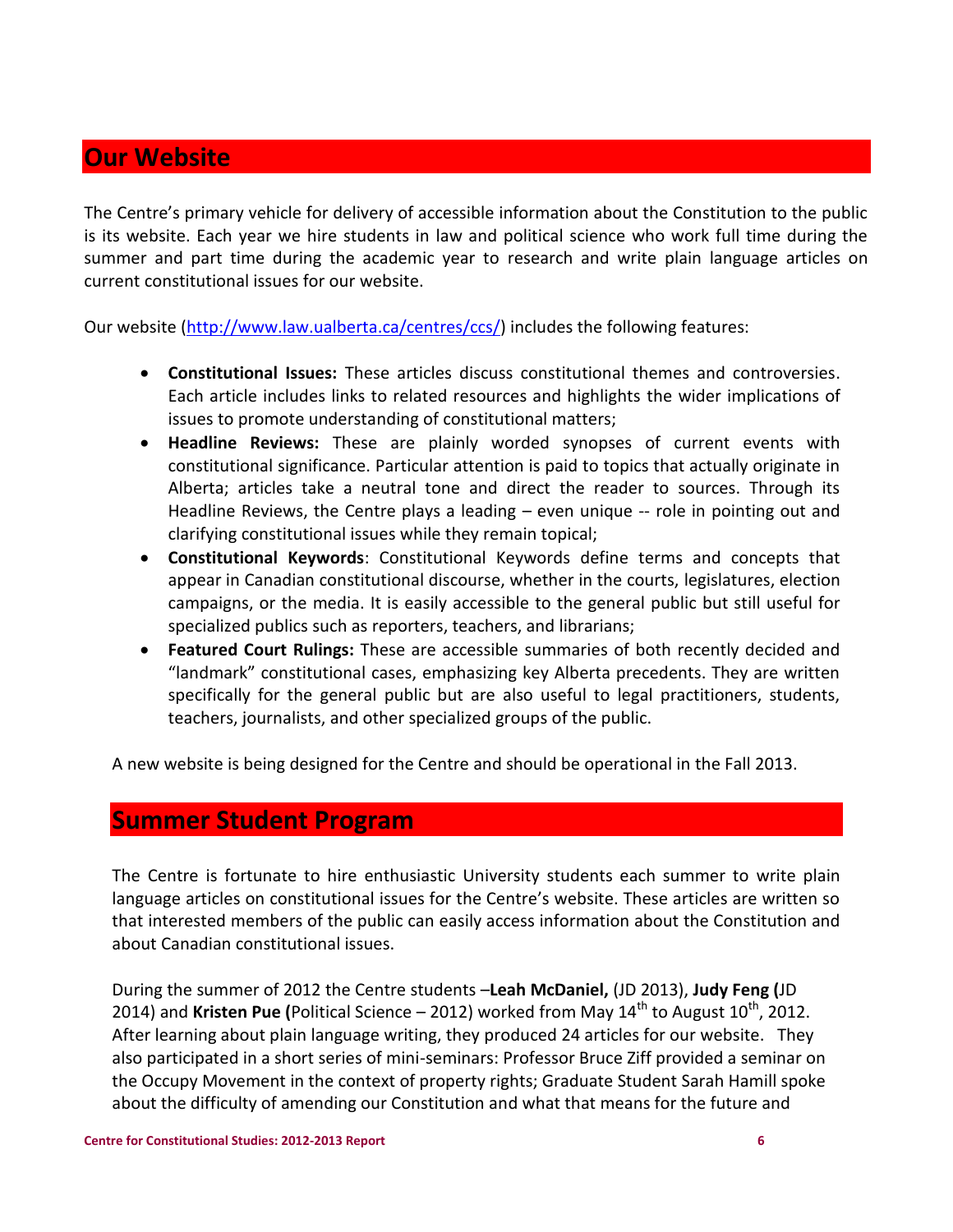## Our Website

The Centre's primary vehicle for delivery of accessible information about the Constitution to the public is its website. Each year we hire students in law and political science who work full time during the summer and part time during the academic year to research and write plain language articles on current constitutional issues for our website.

Our website (http://www.law.ualberta.ca/centres/ccs/) includes the following features:

- **Constitutional Issues:** These articles discuss constitutional themes and controversies. Each article includes links to related resources and highlights the wider implications of issues to promote understanding of constitutional matters;
- **Headline Reviews:** These are plainly worded synopses of current events with constitutional significance. Particular attention is paid to topics that actually originate in Alberta; articles take a neutral tone and direct the reader to sources. Through its Headline Reviews, the Centre plays a leading – even unique -- role in pointing out and clarifying constitutional issues while they remain topical;
- **Constitutional Keywords**: Constitutional Keywords define terms and concepts that appear in Canadian constitutional discourse, whether in the courts, legislatures, election campaigns, or the media. It is easily accessible to the general public but still useful for specialized publics such as reporters, teachers, and librarians;
- **Featured Court Rulings:** These are accessible summaries of both recently decided and "landmark" constitutional cases, emphasizing key Alberta precedents. They are written specifically for the general public but are also useful to legal practitioners, students, teachers, journalists, and other specialized groups of the public.

A new website is being designed for the Centre and should be operational in the Fall 2013.

## Summer Student Program

The Centre is fortunate to hire enthusiastic University students each summer to write plain language articles on constitutional issues for the Centre's website. These articles are written so that interested members of the public can easily access information about the Constitution and about Canadian constitutional issues.

During the summer of 2012 the Centre students –**Leah McDaniel,** (JD 2013), **Judy Feng (**JD 2014) and **Kristen Pue (**Political Science – 2012) worked from May 14th to August 10th, 2012. After learning about plain language writing, they produced 24 articles for our website. They also participated in a short series of mini-seminars: Professor Bruce Ziff provided a seminar on the Occupy Movement in the context of property rights; Graduate Student Sarah Hamill spoke about the difficulty of amending our Constitution and what that means for the future and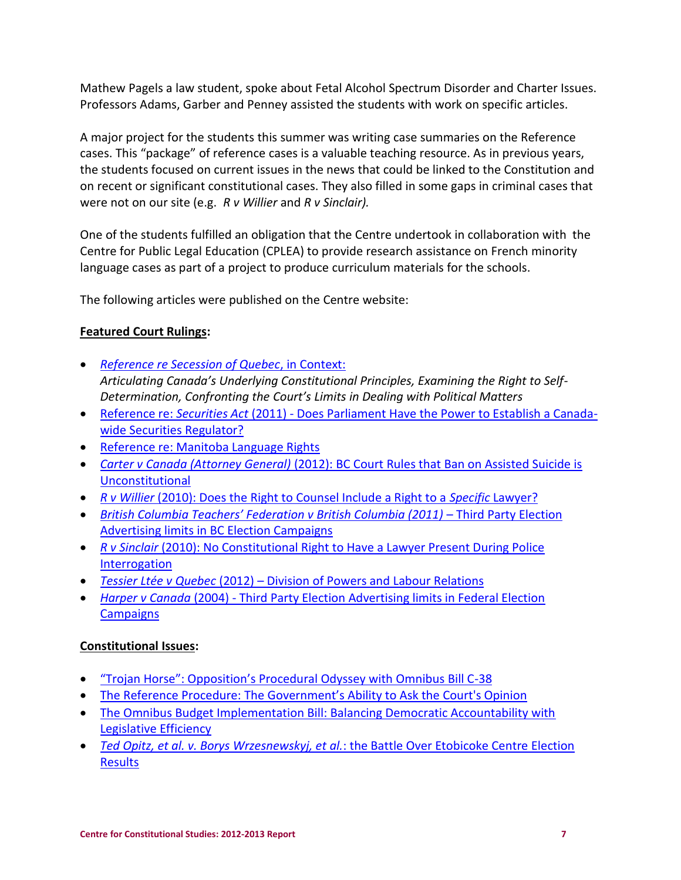Mathew Pagels a law student, spoke about Fetal Alcohol Spectrum Disorder and Charter Issues. Professors Adams, Garber and Penney assisted the students with work on specific articles.

A major project for the students this summer was writing case summaries on the Reference cases. This "package" of reference cases is a valuable teaching resource. As in previous years, the students focused on current issues in the news that could be linked to the Constitution and on recent or significant constitutional cases. They also filled in some gaps in criminal cases that were not on our site (e.g. *R v Willier* and *R v Sinclair).*

One of the students fulfilled an obligation that the Centre undertook in collaboration with the Centre for Public Legal Education (CPLEA) to provide research assistance on French minority language cases as part of a project to produce curriculum materials for the schools.

The following articles were published on the Centre website:

**Featured Court Rulings:**

- *Reference re Secession of Quebec*, in Context: *Articulating Canada's Underlying Constitutional Principles, Examining the Right to Self-Determination, Confronting the Court's Limits in Dealing with Political Matters*
- Reference re: *Securities Act* (2011) - Does Parliament Have the Power to Establish a Canada-wide Securities Regulator?
- Reference re: Manitoba Language Rights
- *Carter v Canada (Attorney General)* (2012): BC Court Rules that Ban on Assisted Suicide is Unconstitutional
- *R v Willier* (2010): Does the Right to Counsel Include a Right to a *Specific* Lawyer?
- *British Columbia Teachers' Federation v British Columbia (2011)* – Third Party Election Advertising limits in BC Election Campaigns
- *R v Sinclair* (2010): No Constitutional Right to Have a Lawyer Present During Police Interrogation
- *Tessier Ltée v Quebec* (2012) – Division of Powers and Labour Relations
- *Harper v Canada* (2004) - Third Party Election Advertising limits in Federal Election Campaigns

**Constitutional Issues:**

- "Trojan Horse": Opposition's Procedural Odyssey with Omnibus Bill C-38
- The Reference Procedure: The Government's Ability to Ask the Court's Opinion
- The Omnibus Budget Implementation Bill: Balancing Democratic Accountability with Legislative Efficiency
- *Ted Opitz, et al. v. Borys Wrzesnewskyj, et al.*: the Battle Over Etobicoke Centre Election Results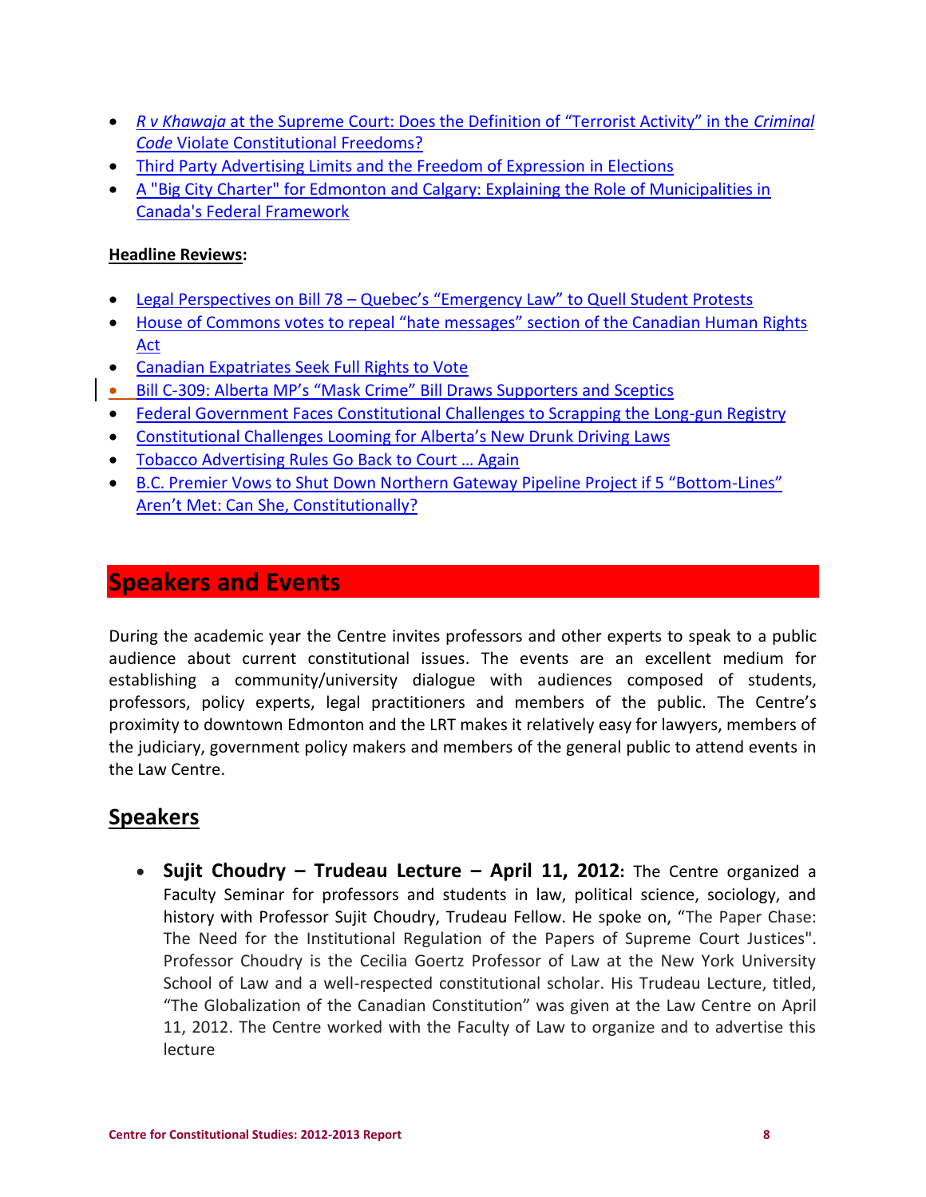- *R v Khawaja* at the Supreme Court: Does the Definition of "Terrorist Activity" in the *Criminal Code* Violate Constitutional Freedoms?
- Third Party Advertising Limits and the Freedom of Expression in Elections
- A "Big City Charter" for Edmonton and Calgary: Explaining the Role of Municipalities in Canada's Federal Framework

**Headline Reviews:**

- Legal Perspectives on Bill 78 – Quebec's "Emergency Law" to Quell Student Protests
- House of Commons votes to repeal "hate messages" section of the Canadian Human Rights Act
- Canadian Expatriates Seek Full Rights to Vote
- Bill C-309: Alberta MP's "Mask Crime" Bill Draws Supporters and Sceptics
- Federal Government Faces Constitutional Challenges to Scrapping the Long-gun Registry
- Constitutional Challenges Looming for Alberta's New Drunk Driving Laws
- Tobacco Advertising Rules Go Back to Court … Again
- B.C. Premier Vows to Shut Down Northern Gateway Pipeline Project if 5 "Bottom-Lines" Aren't Met: Can She, Constitutionally?

# Speakers and Events

During the academic year the Centre invites professors and other experts to speak to a public audience about current constitutional issues. The events are an excellent medium for establishing a community/university dialogue with audiences composed of students, professors, policy experts, legal practitioners and members of the public. The Centre's proximity to downtown Edmonton and the LRT makes it relatively easy for lawyers, members of the judiciary, government policy makers and members of the general public to attend events in the Law Centre.

## Speakers

- **Sujit Choudry – Trudeau Lecture – April 11, 2012:** The Centre organized a Faculty Seminar for professors and students in law, political science, sociology, and history with Professor Sujit Choudry, Trudeau Fellow. He spoke on, "The Paper Chase: The Need for the Institutional Regulation of the Papers of Supreme Court Justices". Professor Choudry is the Cecilia Goertz Professor of Law at the New York University School of Law and a well-respected constitutional scholar. His Trudeau Lecture, titled, "The Globalization of the Canadian Constitution" was given at the Law Centre on April 11, 2012. The Centre worked with the Faculty of Law to organize and to advertise this lecture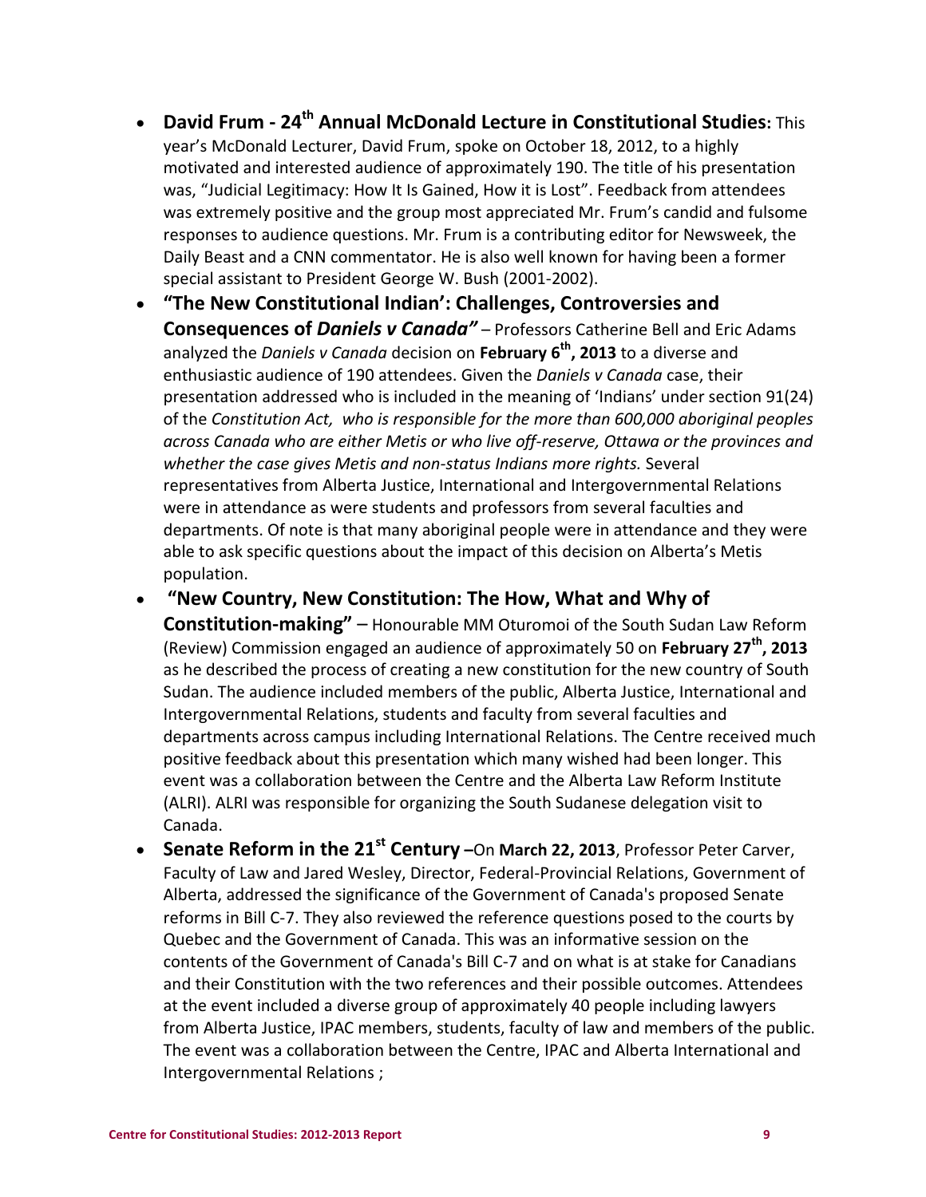- **David Frum - 24th Annual McDonald Lecture in Constitutional Studies:** This year's McDonald Lecturer, David Frum, spoke on October 18, 2012, to a highly motivated and interested audience of approximately 190. The title of his presentation was, "Judicial Legitimacy: How It Is Gained, How it is Lost". Feedback from attendees was extremely positive and the group most appreciated Mr. Frum's candid and fulsome responses to audience questions. Mr. Frum is a contributing editor for Newsweek, the Daily Beast and a CNN commentator. He is also well known for having been a former special assistant to President George W. Bush (2001-2002).
- **"The New Constitutional Indian': Challenges, Controversies and Consequences of *Daniels v Canada"*** – Professors Catherine Bell and Eric Adams analyzed the *Daniels v Canada* decision on **February 6th, 2013** to a diverse and enthusiastic audience of 190 attendees. Given the *Daniels v Canada* case, their presentation addressed who is included in the meaning of 'Indians' under section 91(24) of the *Constitution Act, who is responsible for the more than 600,000 aboriginal peoples across Canada who are either Metis or who live off-reserve, Ottawa or the provinces and whether the case gives Metis and non-status Indians more rights.* Several representatives from Alberta Justice, International and Intergovernmental Relations were in attendance as were students and professors from several faculties and departments. Of note is that many aboriginal people were in attendance and they were able to ask specific questions about the impact of this decision on Alberta's Metis population.
- **"New Country, New Constitution: The How, What and Why of Constitution-making"** – Honourable MM Oturomoi of the South Sudan Law Reform (Review) Commission engaged an audience of approximately 50 on **February 27th, 2013** as he described the process of creating a new constitution for the new country of South Sudan. The audience included members of the public, Alberta Justice, International and Intergovernmental Relations, students and faculty from several faculties and departments across campus including International Relations. The Centre received much positive feedback about this presentation which many wished had been longer. This event was a collaboration between the Centre and the Alberta Law Reform Institute (ALRI). ALRI was responsible for organizing the South Sudanese delegation visit to Canada.
- **Senate Reform in the 21st Century –**On **March 22, 2013**, Professor Peter Carver, Faculty of Law and Jared Wesley, Director, Federal-Provincial Relations, Government of Alberta, addressed the significance of the Government of Canada's proposed Senate reforms in Bill C-7. They also reviewed the reference questions posed to the courts by Quebec and the Government of Canada. This was an informative session on the contents of the Government of Canada's Bill C-7 and on what is at stake for Canadians and their Constitution with the two references and their possible outcomes. Attendees at the event included a diverse group of approximately 40 people including lawyers from Alberta Justice, IPAC members, students, faculty of law and members of the public. The event was a collaboration between the Centre, IPAC and Alberta International and Intergovernmental Relations ;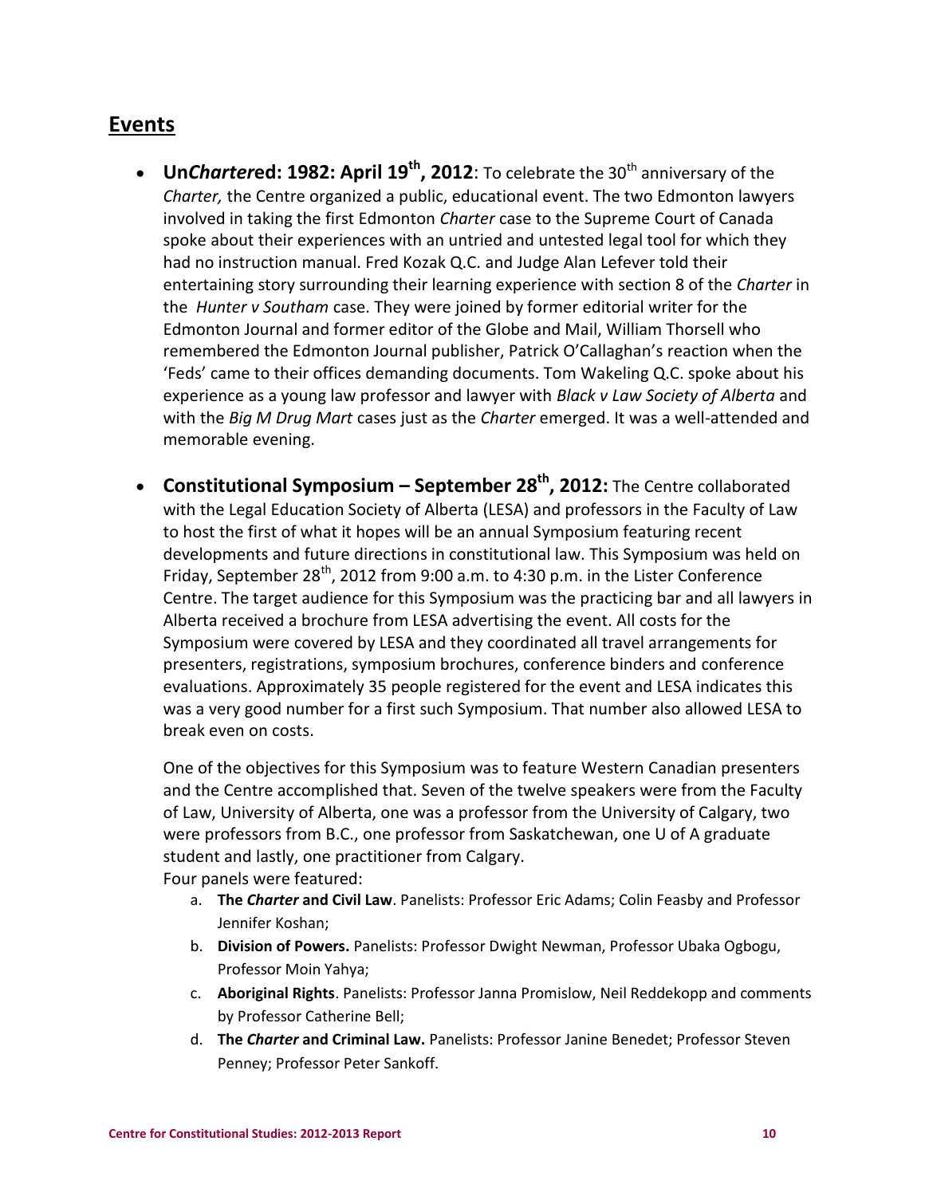## Events

- **Un*Charter*ed: 1982: April 19th, 2012**: To celebrate the 30th anniversary of the *Charter,* the Centre organized a public, educational event. The two Edmonton lawyers involved in taking the first Edmonton *Charter* case to the Supreme Court of Canada spoke about their experiences with an untried and untested legal tool for which they had no instruction manual. Fred Kozak Q.C. and Judge Alan Lefever told their entertaining story surrounding their learning experience with section 8 of the *Charter* in the *Hunter v Southam* case. They were joined by former editorial writer for the Edmonton Journal and former editor of the Globe and Mail, William Thorsell who remembered the Edmonton Journal publisher, Patrick O'Callaghan's reaction when the 'Feds' came to their offices demanding documents. Tom Wakeling Q.C. spoke about his experience as a young law professor and lawyer with *Black v Law Society of Alberta* and with the *Big M Drug Mart* cases just as the *Charter* emerged. It was a well-attended and memorable evening.

- **Constitutional Symposium – September 28th, 2012:** The Centre collaborated with the Legal Education Society of Alberta (LESA) and professors in the Faculty of Law to host the first of what it hopes will be an annual Symposium featuring recent developments and future directions in constitutional law. This Symposium was held on Friday, September 28th, 2012 from 9:00 a.m. to 4:30 p.m. in the Lister Conference Centre. The target audience for this Symposium was the practicing bar and all lawyers in Alberta received a brochure from LESA advertising the event. All costs for the Symposium were covered by LESA and they coordinated all travel arrangements for presenters, registrations, symposium brochures, conference binders and conference evaluations. Approximately 35 people registered for the event and LESA indicates this was a very good number for a first such Symposium. That number also allowed LESA to break even on costs.

  One of the objectives for this Symposium was to feature Western Canadian presenters and the Centre accomplished that. Seven of the twelve speakers were from the Faculty of Law, University of Alberta, one was a professor from the University of Calgary, two were professors from B.C., one professor from Saskatchewan, one U of A graduate student and lastly, one practitioner from Calgary.
  Four panels were featured:

  a. **The *Charter* and Civil Law**. Panelists: Professor Eric Adams; Colin Feasby and Professor Jennifer Koshan;
  b. **Division of Powers.** Panelists: Professor Dwight Newman, Professor Ubaka Ogbogu, Professor Moin Yahya;
  c. **Aboriginal Rights**. Panelists: Professor Janna Promislow, Neil Reddekopp and comments by Professor Catherine Bell;
  d. **The *Charter* and Criminal Law.** Panelists: Professor Janine Benedet; Professor Steven Penney; Professor Peter Sankoff.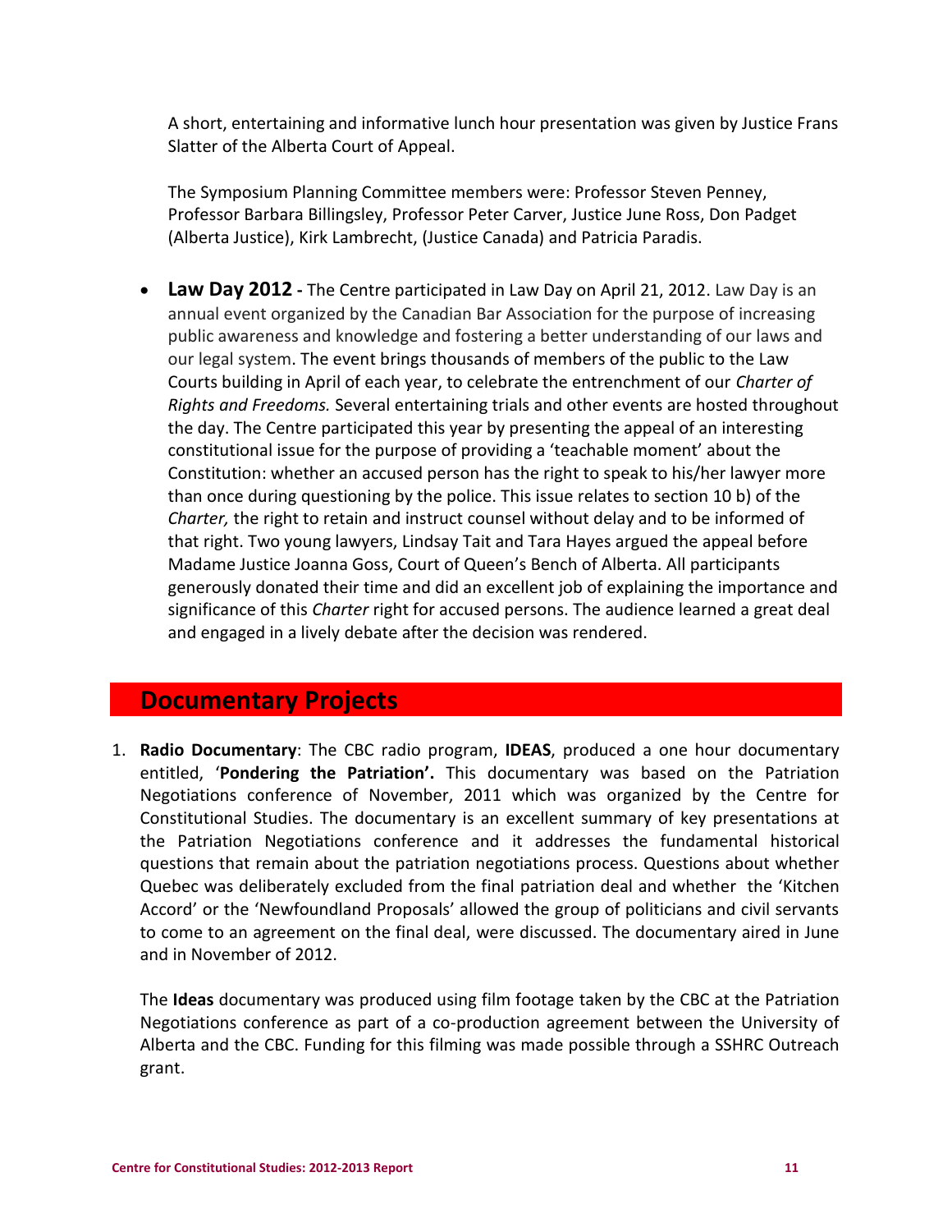A short, entertaining and informative lunch hour presentation was given by Justice Frans Slatter of the Alberta Court of Appeal.

The Symposium Planning Committee members were: Professor Steven Penney, Professor Barbara Billingsley, Professor Peter Carver, Justice June Ross, Don Padget (Alberta Justice), Kirk Lambrecht, (Justice Canada) and Patricia Paradis.

- **Law Day 2012 -** The Centre participated in Law Day on April 21, 2012. Law Day is an annual event organized by the Canadian Bar Association for the purpose of increasing public awareness and knowledge and fostering a better understanding of our laws and our legal system. The event brings thousands of members of the public to the Law Courts building in April of each year, to celebrate the entrenchment of our *Charter of Rights and Freedoms.* Several entertaining trials and other events are hosted throughout the day. The Centre participated this year by presenting the appeal of an interesting constitutional issue for the purpose of providing a 'teachable moment' about the Constitution: whether an accused person has the right to speak to his/her lawyer more than once during questioning by the police. This issue relates to section 10 b) of the *Charter,* the right to retain and instruct counsel without delay and to be informed of that right. Two young lawyers, Lindsay Tait and Tara Hayes argued the appeal before Madame Justice Joanna Goss, Court of Queen's Bench of Alberta. All participants generously donated their time and did an excellent job of explaining the importance and significance of this *Charter* right for accused persons. The audience learned a great deal and engaged in a lively debate after the decision was rendered.

## Documentary Projects

1. **Radio Documentary**: The CBC radio program, **IDEAS**, produced a one hour documentary entitled, '**Pondering the Patriation'.** This documentary was based on the Patriation Negotiations conference of November, 2011 which was organized by the Centre for Constitutional Studies. The documentary is an excellent summary of key presentations at the Patriation Negotiations conference and it addresses the fundamental historical questions that remain about the patriation negotiations process. Questions about whether Quebec was deliberately excluded from the final patriation deal and whether the 'Kitchen Accord' or the 'Newfoundland Proposals' allowed the group of politicians and civil servants to come to an agreement on the final deal, were discussed. The documentary aired in June and in November of 2012.

   The **Ideas** documentary was produced using film footage taken by the CBC at the Patriation Negotiations conference as part of a co-production agreement between the University of Alberta and the CBC. Funding for this filming was made possible through a SSHRC Outreach grant.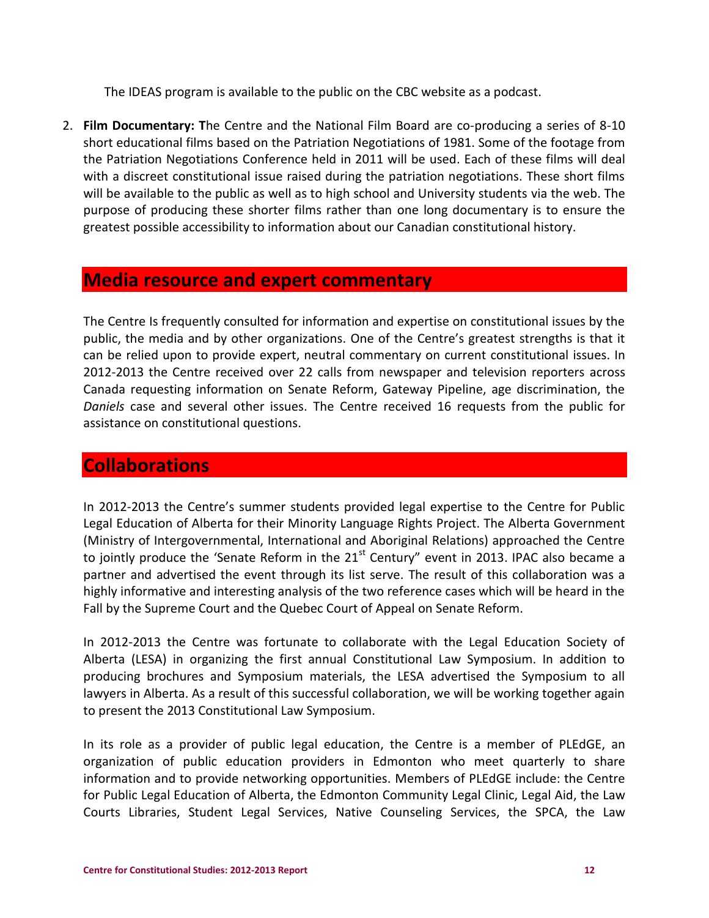The IDEAS program is available to the public on the CBC website as a podcast.

2. **Film Documentary: T**he Centre and the National Film Board are co-producing a series of 8-10 short educational films based on the Patriation Negotiations of 1981. Some of the footage from the Patriation Negotiations Conference held in 2011 will be used. Each of these films will deal with a discreet constitutional issue raised during the patriation negotiations. These short films will be available to the public as well as to high school and University students via the web. The purpose of producing these shorter films rather than one long documentary is to ensure the greatest possible accessibility to information about our Canadian constitutional history.

## Media resource and expert commentary

The Centre Is frequently consulted for information and expertise on constitutional issues by the public, the media and by other organizations. One of the Centre's greatest strengths is that it can be relied upon to provide expert, neutral commentary on current constitutional issues. In 2012-2013 the Centre received over 22 calls from newspaper and television reporters across Canada requesting information on Senate Reform, Gateway Pipeline, age discrimination, the *Daniels* case and several other issues. The Centre received 16 requests from the public for assistance on constitutional questions.

## Collaborations

In 2012-2013 the Centre's summer students provided legal expertise to the Centre for Public Legal Education of Alberta for their Minority Language Rights Project. The Alberta Government (Ministry of Intergovernmental, International and Aboriginal Relations) approached the Centre to jointly produce the 'Senate Reform in the 21st Century" event in 2013. IPAC also became a partner and advertised the event through its list serve. The result of this collaboration was a highly informative and interesting analysis of the two reference cases which will be heard in the Fall by the Supreme Court and the Quebec Court of Appeal on Senate Reform.

In 2012-2013 the Centre was fortunate to collaborate with the Legal Education Society of Alberta (LESA) in organizing the first annual Constitutional Law Symposium. In addition to producing brochures and Symposium materials, the LESA advertised the Symposium to all lawyers in Alberta. As a result of this successful collaboration, we will be working together again to present the 2013 Constitutional Law Symposium.

In its role as a provider of public legal education, the Centre is a member of PLEdGE, an organization of public education providers in Edmonton who meet quarterly to share information and to provide networking opportunities. Members of PLEdGE include: the Centre for Public Legal Education of Alberta, the Edmonton Community Legal Clinic, Legal Aid, the Law Courts Libraries, Student Legal Services, Native Counseling Services, the SPCA, the Law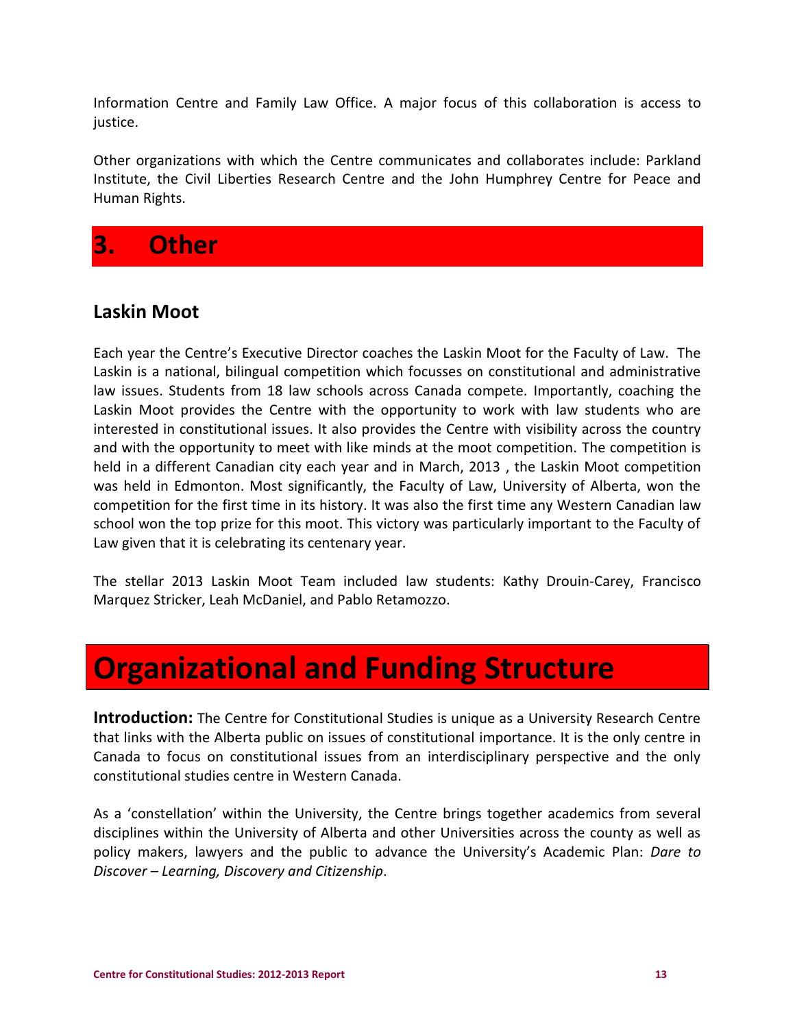Information Centre and Family Law Office. A major focus of this collaboration is access to justice.

Other organizations with which the Centre communicates and collaborates include: Parkland Institute, the Civil Liberties Research Centre and the John Humphrey Centre for Peace and Human Rights.

## 3. Other

### Laskin Moot

Each year the Centre's Executive Director coaches the Laskin Moot for the Faculty of Law. The Laskin is a national, bilingual competition which focusses on constitutional and administrative law issues. Students from 18 law schools across Canada compete. Importantly, coaching the Laskin Moot provides the Centre with the opportunity to work with law students who are interested in constitutional issues. It also provides the Centre with visibility across the country and with the opportunity to meet with like minds at the moot competition. The competition is held in a different Canadian city each year and in March, 2013 , the Laskin Moot competition was held in Edmonton. Most significantly, the Faculty of Law, University of Alberta, won the competition for the first time in its history. It was also the first time any Western Canadian law school won the top prize for this moot. This victory was particularly important to the Faculty of Law given that it is celebrating its centenary year.

The stellar 2013 Laskin Moot Team included law students: Kathy Drouin-Carey, Francisco Marquez Stricker, Leah McDaniel, and Pablo Retamozzo.

# Organizational and Funding Structure

**Introduction:** The Centre for Constitutional Studies is unique as a University Research Centre that links with the Alberta public on issues of constitutional importance. It is the only centre in Canada to focus on constitutional issues from an interdisciplinary perspective and the only constitutional studies centre in Western Canada.

As a 'constellation' within the University, the Centre brings together academics from several disciplines within the University of Alberta and other Universities across the county as well as policy makers, lawyers and the public to advance the University's Academic Plan: *Dare to Discover – Learning, Discovery and Citizenship*.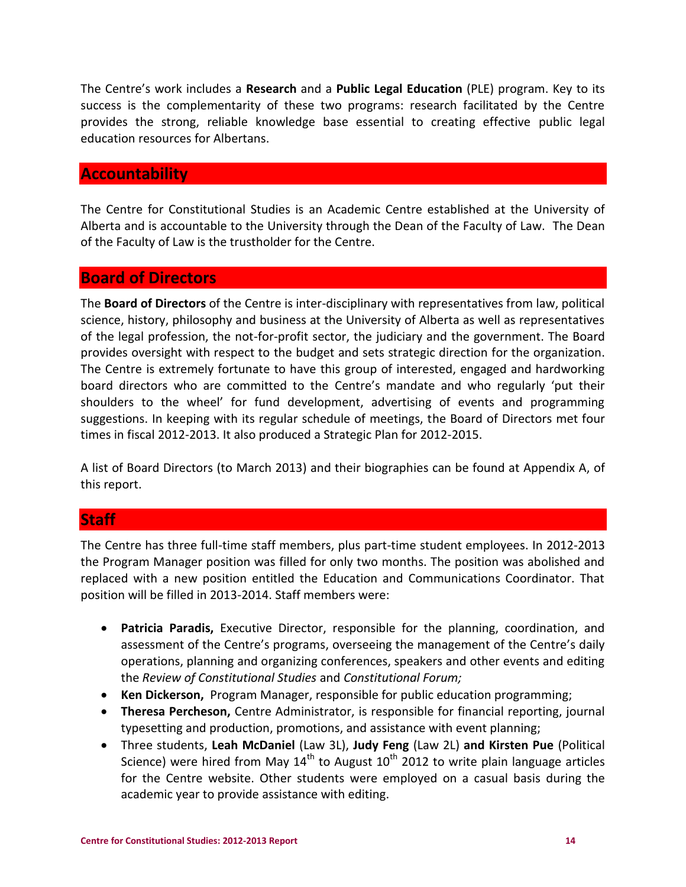The Centre's work includes a **Research** and a **Public Legal Education** (PLE) program. Key to its success is the complementarity of these two programs: research facilitated by the Centre provides the strong, reliable knowledge base essential to creating effective public legal education resources for Albertans.

## Accountability

The Centre for Constitutional Studies is an Academic Centre established at the University of Alberta and is accountable to the University through the Dean of the Faculty of Law. The Dean of the Faculty of Law is the trustholder for the Centre.

## Board of Directors

The **Board of Directors** of the Centre is inter-disciplinary with representatives from law, political science, history, philosophy and business at the University of Alberta as well as representatives of the legal profession, the not-for-profit sector, the judiciary and the government. The Board provides oversight with respect to the budget and sets strategic direction for the organization. The Centre is extremely fortunate to have this group of interested, engaged and hardworking board directors who are committed to the Centre's mandate and who regularly 'put their shoulders to the wheel' for fund development, advertising of events and programming suggestions. In keeping with its regular schedule of meetings, the Board of Directors met four times in fiscal 2012-2013. It also produced a Strategic Plan for 2012-2015.

A list of Board Directors (to March 2013) and their biographies can be found at Appendix A, of this report.

## Staff

The Centre has three full-time staff members, plus part-time student employees. In 2012-2013 the Program Manager position was filled for only two months. The position was abolished and replaced with a new position entitled the Education and Communications Coordinator. That position will be filled in 2013-2014. Staff members were:

- **Patricia Paradis,** Executive Director, responsible for the planning, coordination, and assessment of the Centre's programs, overseeing the management of the Centre's daily operations, planning and organizing conferences, speakers and other events and editing the *Review of Constitutional Studies* and *Constitutional Forum;*
- **Ken Dickerson,** Program Manager, responsible for public education programming;
- **Theresa Percheson,** Centre Administrator, is responsible for financial reporting, journal typesetting and production, promotions, and assistance with event planning;
- Three students, **Leah McDaniel** (Law 3L), **Judy Feng** (Law 2L) **and Kirsten Pue** (Political Science) were hired from May 14th to August 10th 2012 to write plain language articles for the Centre website. Other students were employed on a casual basis during the academic year to provide assistance with editing.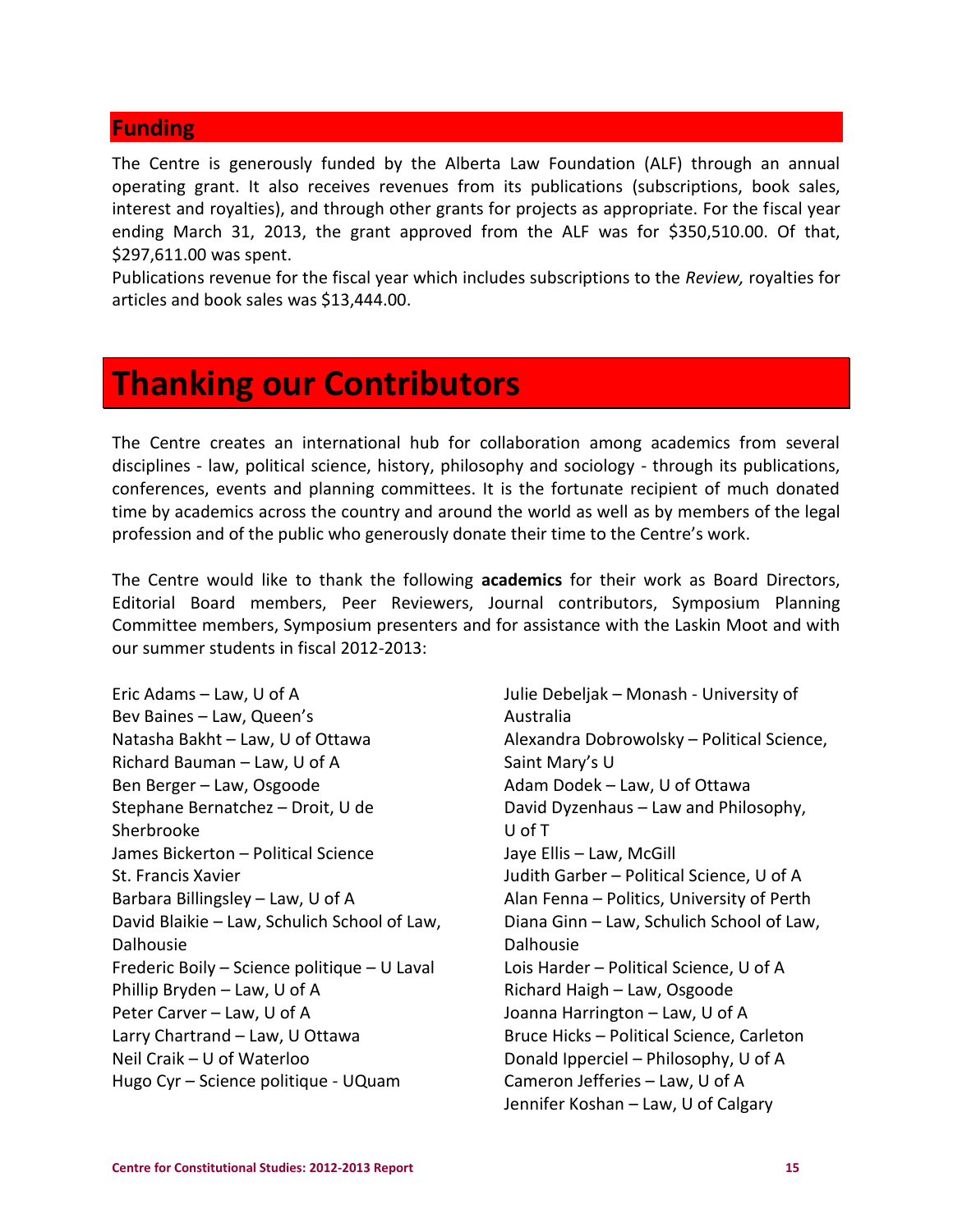## Funding

The Centre is generously funded by the Alberta Law Foundation (ALF) through an annual operating grant. It also receives revenues from its publications (subscriptions, book sales, interest and royalties), and through other grants for projects as appropriate. For the fiscal year ending March 31, 2013, the grant approved from the ALF was for $350,510.00. Of that, $297,611.00 was spent.

Publications revenue for the fiscal year which includes subscriptions to the *Review,* royalties for articles and book sales was $13,444.00.

# Thanking our Contributors

The Centre creates an international hub for collaboration among academics from several disciplines - law, political science, history, philosophy and sociology - through its publications, conferences, events and planning committees. It is the fortunate recipient of much donated time by academics across the country and around the world as well as by members of the legal profession and of the public who generously donate their time to the Centre's work.

The Centre would like to thank the following **academics** for their work as Board Directors, Editorial Board members, Peer Reviewers, Journal contributors, Symposium Planning Committee members, Symposium presenters and for assistance with the Laskin Moot and with our summer students in fiscal 2012-2013:

Eric Adams – Law, U of A
Bev Baines – Law, Queen's
Natasha Bakht – Law, U of Ottawa
Richard Bauman – Law, U of A
Ben Berger – Law, Osgoode
Stephane Bernatchez – Droit, U de Sherbrooke
James Bickerton – Political Science St. Francis Xavier
Barbara Billingsley – Law, U of A
David Blaikie – Law, Schulich School of Law, Dalhousie
Frederic Boily – Science politique – U Laval
Phillip Bryden – Law, U of A
Peter Carver – Law, U of A
Larry Chartrand – Law, U Ottawa
Neil Craik – U of Waterloo
Hugo Cyr – Science politique - UQuam
Julie Debeljak – Monash - University of Australia
Alexandra Dobrowolsky – Political Science, Saint Mary's U
Adam Dodek – Law, U of Ottawa
David Dyzenhaus – Law and Philosophy, U of T
Jaye Ellis – Law, McGill
Judith Garber – Political Science, U of A
Alan Fenna – Politics, University of Perth
Diana Ginn – Law, Schulich School of Law, Dalhousie
Lois Harder – Political Science, U of A
Richard Haigh – Law, Osgoode
Joanna Harrington – Law, U of A
Bruce Hicks – Political Science, Carleton
Donald Ipperciel – Philosophy, U of A
Cameron Jefferies – Law, U of A
Jennifer Koshan – Law, U of Calgary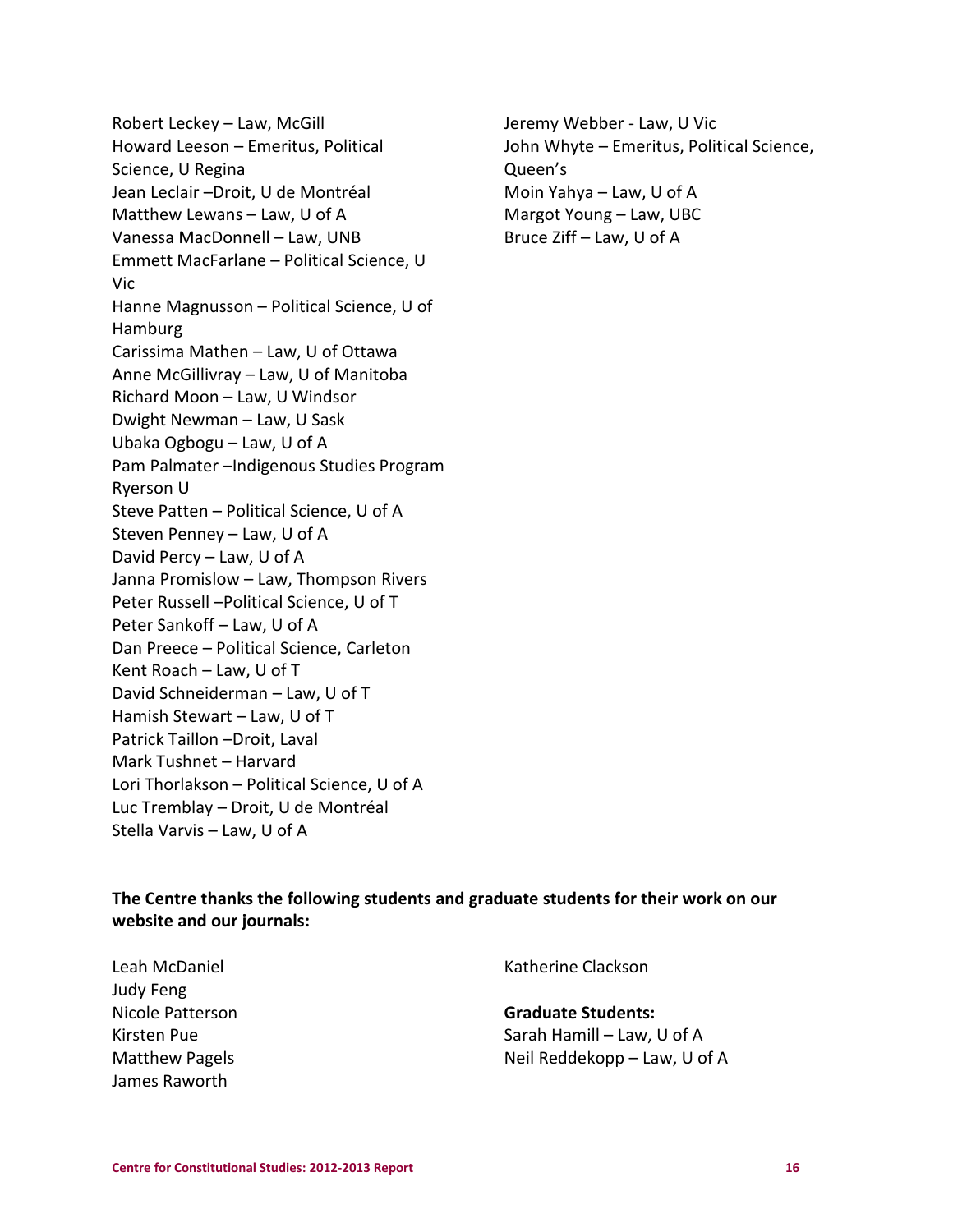Robert Leckey – Law, McGill
Howard Leeson – Emeritus, Political Science, U Regina
Jean Leclair –Droit, U de Montréal
Matthew Lewans – Law, U of A
Vanessa MacDonnell – Law, UNB
Emmett MacFarlane – Political Science, U Vic
Hanne Magnusson – Political Science, U of Hamburg
Carissima Mathen – Law, U of Ottawa
Anne McGillivray – Law, U of Manitoba
Richard Moon – Law, U Windsor
Dwight Newman – Law, U Sask
Ubaka Ogbogu – Law, U of A
Pam Palmater –Indigenous Studies Program Ryerson U
Steve Patten – Political Science, U of A
Steven Penney – Law, U of A
David Percy – Law, U of A
Janna Promislow – Law, Thompson Rivers
Peter Russell –Political Science, U of T
Peter Sankoff – Law, U of A
Dan Preece – Political Science, Carleton
Kent Roach – Law, U of T
David Schneiderman – Law, U of T
Hamish Stewart – Law, U of T
Patrick Taillon –Droit, Laval
Mark Tushnet – Harvard
Lori Thorlakson – Political Science, U of A
Luc Tremblay – Droit, U de Montréal
Stella Varvis – Law, U of A
Jeremy Webber - Law, U Vic
John Whyte – Emeritus, Political Science, Queen's
Moin Yahya – Law, U of A
Margot Young – Law, UBC
Bruce Ziff – Law, U of A

**The Centre thanks the following students and graduate students for their work on our website and our journals:**

Leah McDaniel
Judy Feng
Nicole Patterson
Kirsten Pue
Matthew Pagels
James Raworth
Katherine Clackson

**Graduate Students:**
Sarah Hamill – Law, U of A
Neil Reddekopp – Law, U of A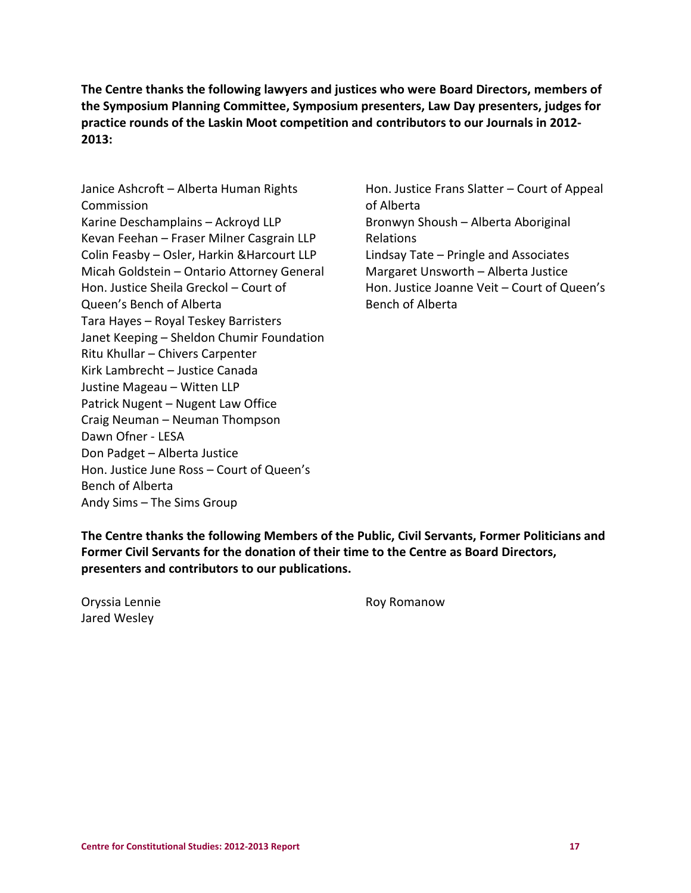**The Centre thanks the following lawyers and justices who were Board Directors, members of the Symposium Planning Committee, Symposium presenters, Law Day presenters, judges for practice rounds of the Laskin Moot competition and contributors to our Journals in 2012-2013:**

Janice Ashcroft – Alberta Human Rights Commission
Karine Deschamplains – Ackroyd LLP
Kevan Feehan – Fraser Milner Casgrain LLP
Colin Feasby – Osler, Harkin &Harcourt LLP
Micah Goldstein – Ontario Attorney General
Hon. Justice Sheila Greckol – Court of Queen's Bench of Alberta
Tara Hayes – Royal Teskey Barristers
Janet Keeping – Sheldon Chumir Foundation
Ritu Khullar – Chivers Carpenter
Kirk Lambrecht – Justice Canada
Justine Mageau – Witten LLP
Patrick Nugent – Nugent Law Office
Craig Neuman – Neuman Thompson
Dawn Ofner - LESA
Don Padget – Alberta Justice
Hon. Justice June Ross – Court of Queen's Bench of Alberta
Andy Sims – The Sims Group
Hon. Justice Frans Slatter – Court of Appeal of Alberta
Bronwyn Shoush – Alberta Aboriginal Relations
Lindsay Tate – Pringle and Associates
Margaret Unsworth – Alberta Justice
Hon. Justice Joanne Veit – Court of Queen's Bench of Alberta

**The Centre thanks the following Members of the Public, Civil Servants, Former Politicians and Former Civil Servants for the donation of their time to the Centre as Board Directors, presenters and contributors to our publications.**

Oryssia Lennie
Jared Wesley
Roy Romanow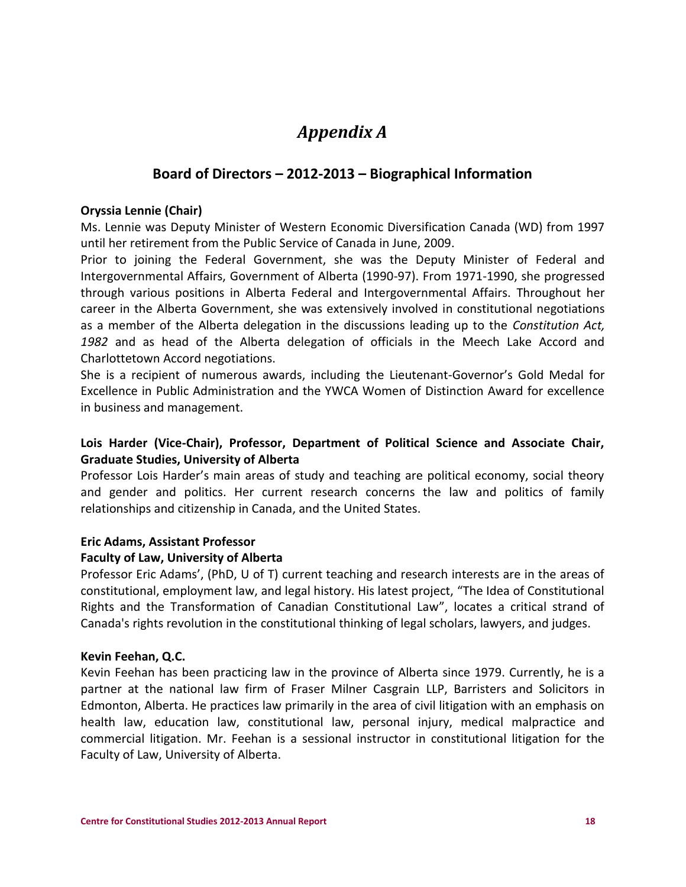# *Appendix A*

## Board of Directors – 2012-2013 – Biographical Information

**Oryssia Lennie (Chair)**

Ms. Lennie was Deputy Minister of Western Economic Diversification Canada (WD) from 1997 until her retirement from the Public Service of Canada in June, 2009.

Prior to joining the Federal Government, she was the Deputy Minister of Federal and Intergovernmental Affairs, Government of Alberta (1990-97). From 1971-1990, she progressed through various positions in Alberta Federal and Intergovernmental Affairs. Throughout her career in the Alberta Government, she was extensively involved in constitutional negotiations as a member of the Alberta delegation in the discussions leading up to the *Constitution Act, 1982* and as head of the Alberta delegation of officials in the Meech Lake Accord and Charlottetown Accord negotiations.

She is a recipient of numerous awards, including the Lieutenant-Governor's Gold Medal for Excellence in Public Administration and the YWCA Women of Distinction Award for excellence in business and management.

**Lois Harder (Vice-Chair), Professor, Department of Political Science and Associate Chair, Graduate Studies, University of Alberta**

Professor Lois Harder's main areas of study and teaching are political economy, social theory and gender and politics. Her current research concerns the law and politics of family relationships and citizenship in Canada, and the United States.

**Eric Adams, Assistant Professor**
**Faculty of Law, University of Alberta**

Professor Eric Adams', (PhD, U of T) current teaching and research interests are in the areas of constitutional, employment law, and legal history. His latest project, "The Idea of Constitutional Rights and the Transformation of Canadian Constitutional Law", locates a critical strand of Canada's rights revolution in the constitutional thinking of legal scholars, lawyers, and judges.

**Kevin Feehan, Q.C.**

Kevin Feehan has been practicing law in the province of Alberta since 1979. Currently, he is a partner at the national law firm of Fraser Milner Casgrain LLP, Barristers and Solicitors in Edmonton, Alberta. He practices law primarily in the area of civil litigation with an emphasis on health law, education law, constitutional law, personal injury, medical malpractice and commercial litigation. Mr. Feehan is a sessional instructor in constitutional litigation for the Faculty of Law, University of Alberta.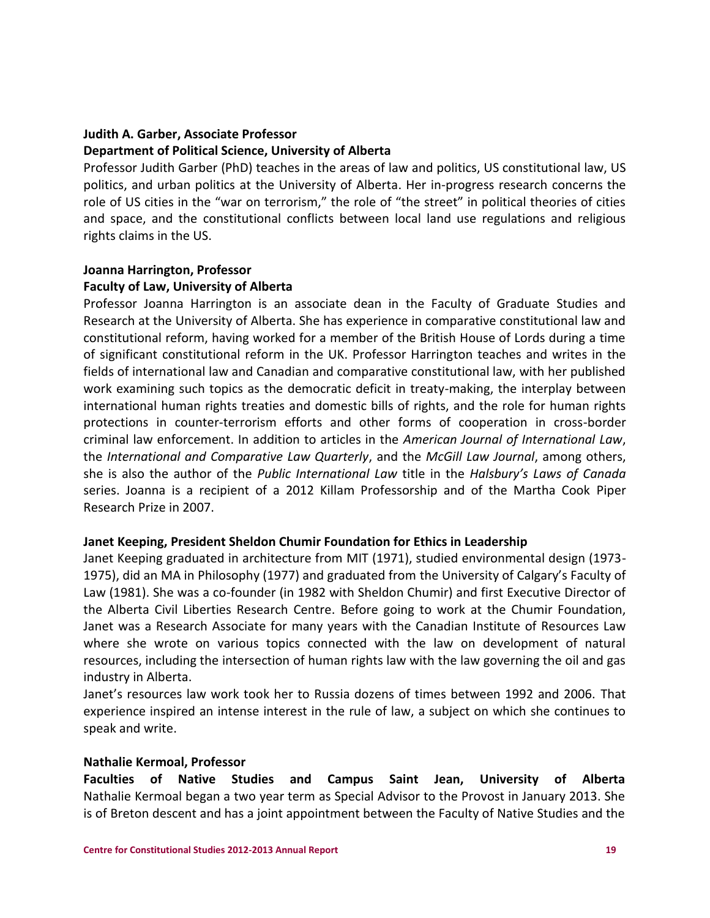**Judith A. Garber, Associate Professor**
**Department of Political Science, University of Alberta**

Professor Judith Garber (PhD) teaches in the areas of law and politics, US constitutional law, US politics, and urban politics at the University of Alberta. Her in-progress research concerns the role of US cities in the "war on terrorism," the role of "the street" in political theories of cities and space, and the constitutional conflicts between local land use regulations and religious rights claims in the US.

**Joanna Harrington, Professor**
**Faculty of Law, University of Alberta**

Professor Joanna Harrington is an associate dean in the Faculty of Graduate Studies and Research at the University of Alberta. She has experience in comparative constitutional law and constitutional reform, having worked for a member of the British House of Lords during a time of significant constitutional reform in the UK. Professor Harrington teaches and writes in the fields of international law and Canadian and comparative constitutional law, with her published work examining such topics as the democratic deficit in treaty-making, the interplay between international human rights treaties and domestic bills of rights, and the role for human rights protections in counter-terrorism efforts and other forms of cooperation in cross-border criminal law enforcement. In addition to articles in the *American Journal of International Law*, the *International and Comparative Law Quarterly*, and the *McGill Law Journal*, among others, she is also the author of the *Public International Law* title in the *Halsbury's Laws of Canada* series. Joanna is a recipient of a 2012 Killam Professorship and of the Martha Cook Piper Research Prize in 2007.

**Janet Keeping, President Sheldon Chumir Foundation for Ethics in Leadership**

Janet Keeping graduated in architecture from MIT (1971), studied environmental design (1973-1975), did an MA in Philosophy (1977) and graduated from the University of Calgary's Faculty of Law (1981). She was a co-founder (in 1982 with Sheldon Chumir) and first Executive Director of the Alberta Civil Liberties Research Centre. Before going to work at the Chumir Foundation, Janet was a Research Associate for many years with the Canadian Institute of Resources Law where she wrote on various topics connected with the law on development of natural resources, including the intersection of human rights law with the law governing the oil and gas industry in Alberta.

Janet's resources law work took her to Russia dozens of times between 1992 and 2006. That experience inspired an intense interest in the rule of law, a subject on which she continues to speak and write.

**Nathalie Kermoal, Professor**
**Faculties of Native Studies and Campus Saint Jean, University of Alberta**

Nathalie Kermoal began a two year term as Special Advisor to the Provost in January 2013. She is of Breton descent and has a joint appointment between the Faculty of Native Studies and the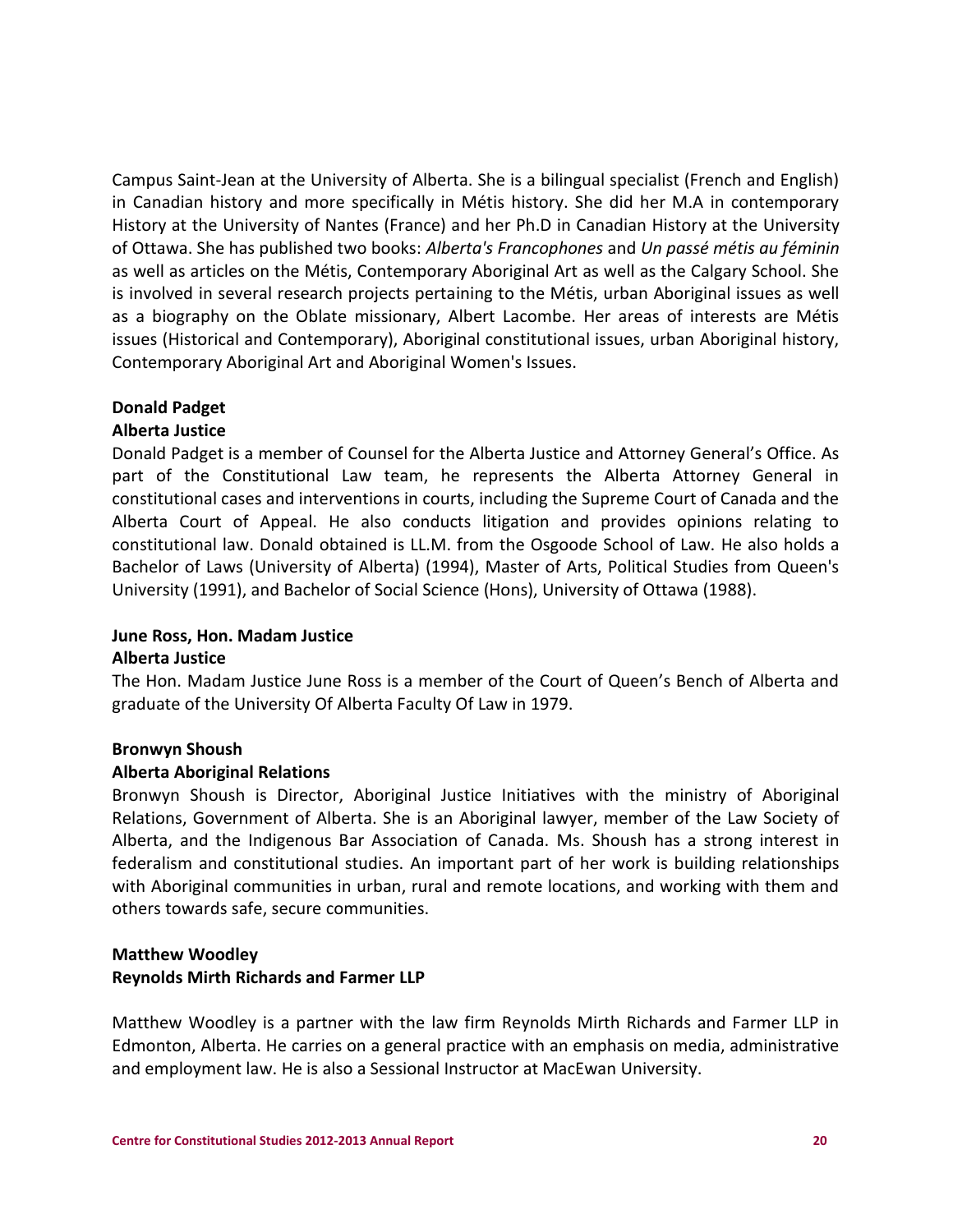Campus Saint-Jean at the University of Alberta. She is a bilingual specialist (French and English) in Canadian history and more specifically in Métis history. She did her M.A in contemporary History at the University of Nantes (France) and her Ph.D in Canadian History at the University of Ottawa. She has published two books: *Alberta's Francophones* and *Un passé métis au féminin* as well as articles on the Métis, Contemporary Aboriginal Art as well as the Calgary School. She is involved in several research projects pertaining to the Métis, urban Aboriginal issues as well as a biography on the Oblate missionary, Albert Lacombe. Her areas of interests are Métis issues (Historical and Contemporary), Aboriginal constitutional issues, urban Aboriginal history, Contemporary Aboriginal Art and Aboriginal Women's Issues.

**Donald Padget**
**Alberta Justice**

Donald Padget is a member of Counsel for the Alberta Justice and Attorney General's Office. As part of the Constitutional Law team, he represents the Alberta Attorney General in constitutional cases and interventions in courts, including the Supreme Court of Canada and the Alberta Court of Appeal. He also conducts litigation and provides opinions relating to constitutional law. Donald obtained is LL.M. from the Osgoode School of Law. He also holds a Bachelor of Laws (University of Alberta) (1994), Master of Arts, Political Studies from Queen's University (1991), and Bachelor of Social Science (Hons), University of Ottawa (1988).

**June Ross, Hon. Madam Justice**
**Alberta Justice**

The Hon. Madam Justice June Ross is a member of the Court of Queen's Bench of Alberta and graduate of the University Of Alberta Faculty Of Law in 1979.

**Bronwyn Shoush**
**Alberta Aboriginal Relations**

Bronwyn Shoush is Director, Aboriginal Justice Initiatives with the ministry of Aboriginal Relations, Government of Alberta. She is an Aboriginal lawyer, member of the Law Society of Alberta, and the Indigenous Bar Association of Canada. Ms. Shoush has a strong interest in federalism and constitutional studies. An important part of her work is building relationships with Aboriginal communities in urban, rural and remote locations, and working with them and others towards safe, secure communities.

**Matthew Woodley**
**Reynolds Mirth Richards and Farmer LLP**

Matthew Woodley is a partner with the law firm Reynolds Mirth Richards and Farmer LLP in Edmonton, Alberta. He carries on a general practice with an emphasis on media, administrative and employment law. He is also a Sessional Instructor at MacEwan University.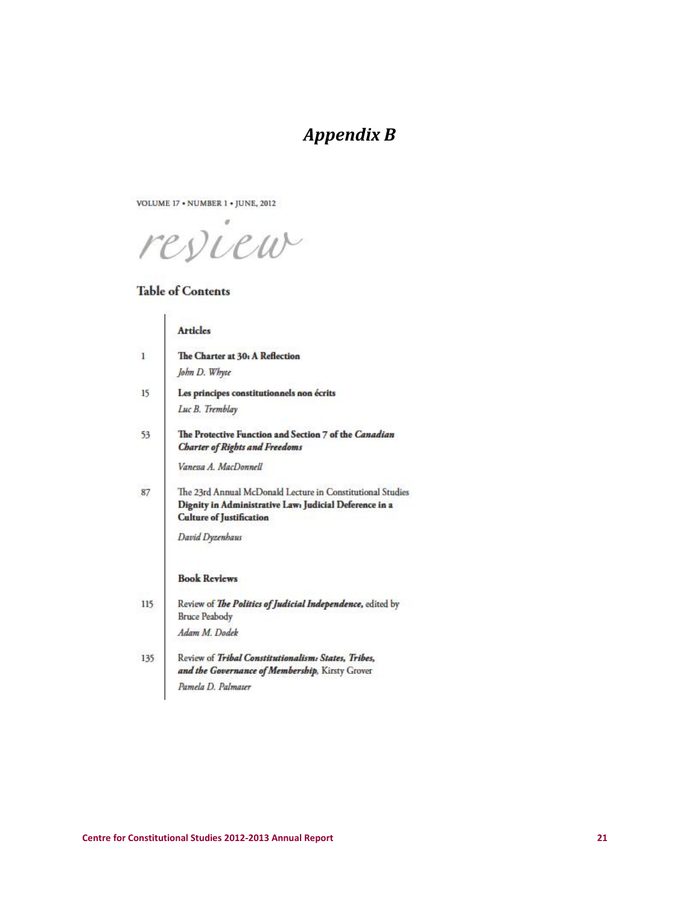# *Appendix B*

VOLUME 17 • NUMBER 1 • JUNE, 2012

*review*

## Table of Contents

### Articles

1 **The Charter at 30: A Reflection**
*John D. Whyte*

15 **Les principes constitutionnels non écrits**
*Luc B. Tremblay*

53 **The Protective Function and Section 7 of the *Canadian Charter of Rights and Freedoms***
*Vanessa A. MacDonnell*

87 The 23rd Annual McDonald Lecture in Constitutional Studies
**Dignity in Administrative Law: Judicial Deference in a Culture of Justification**
*David Dyzenhaus*

### Book Reviews

115 Review of ***The Politics of Judicial Independence***, edited by Bruce Peabody
*Adam M. Dodek*

135 Review of ***Tribal Constitutionalism: States, Tribes, and the Governance of Membership***, Kirsty Grover
*Pamela D. Palmater*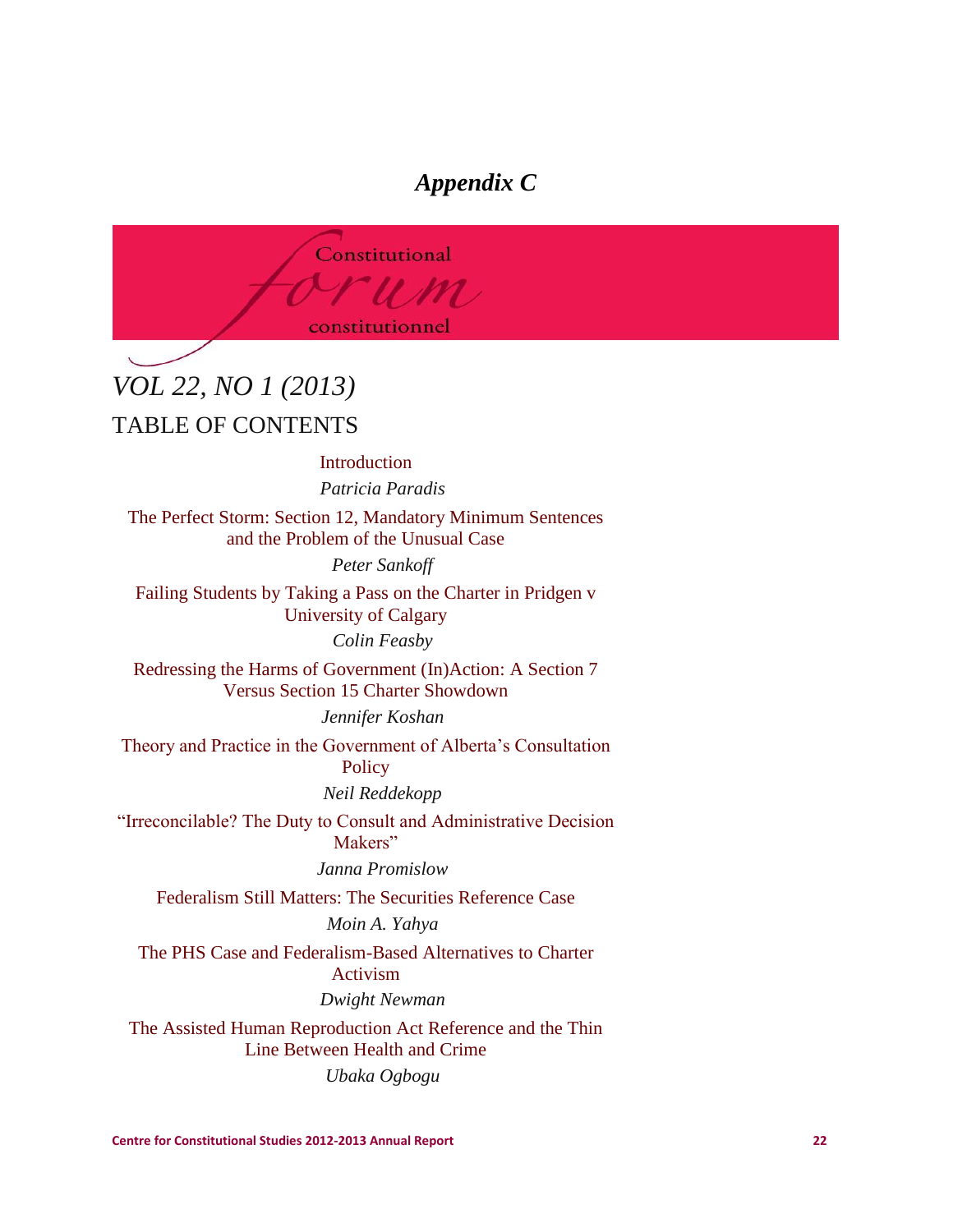# *Appendix C*

Constitutional

forum

constitutionnel

## *VOL 22, NO 1 (2013)*

## TABLE OF CONTENTS

Introduction

*Patricia Paradis*

The Perfect Storm: Section 12, Mandatory Minimum Sentences and the Problem of the Unusual Case

*Peter Sankoff*

Failing Students by Taking a Pass on the Charter in Pridgen v University of Calgary

*Colin Feasby*

Redressing the Harms of Government (In)Action: A Section 7 Versus Section 15 Charter Showdown

*Jennifer Koshan*

Theory and Practice in the Government of Alberta's Consultation Policy

*Neil Reddekopp*

"Irreconcilable? The Duty to Consult and Administrative Decision Makers"

*Janna Promislow*

Federalism Still Matters: The Securities Reference Case

*Moin A. Yahya*

The PHS Case and Federalism-Based Alternatives to Charter Activism

*Dwight Newman*

The Assisted Human Reproduction Act Reference and the Thin Line Between Health and Crime

*Ubaka Ogbogu*